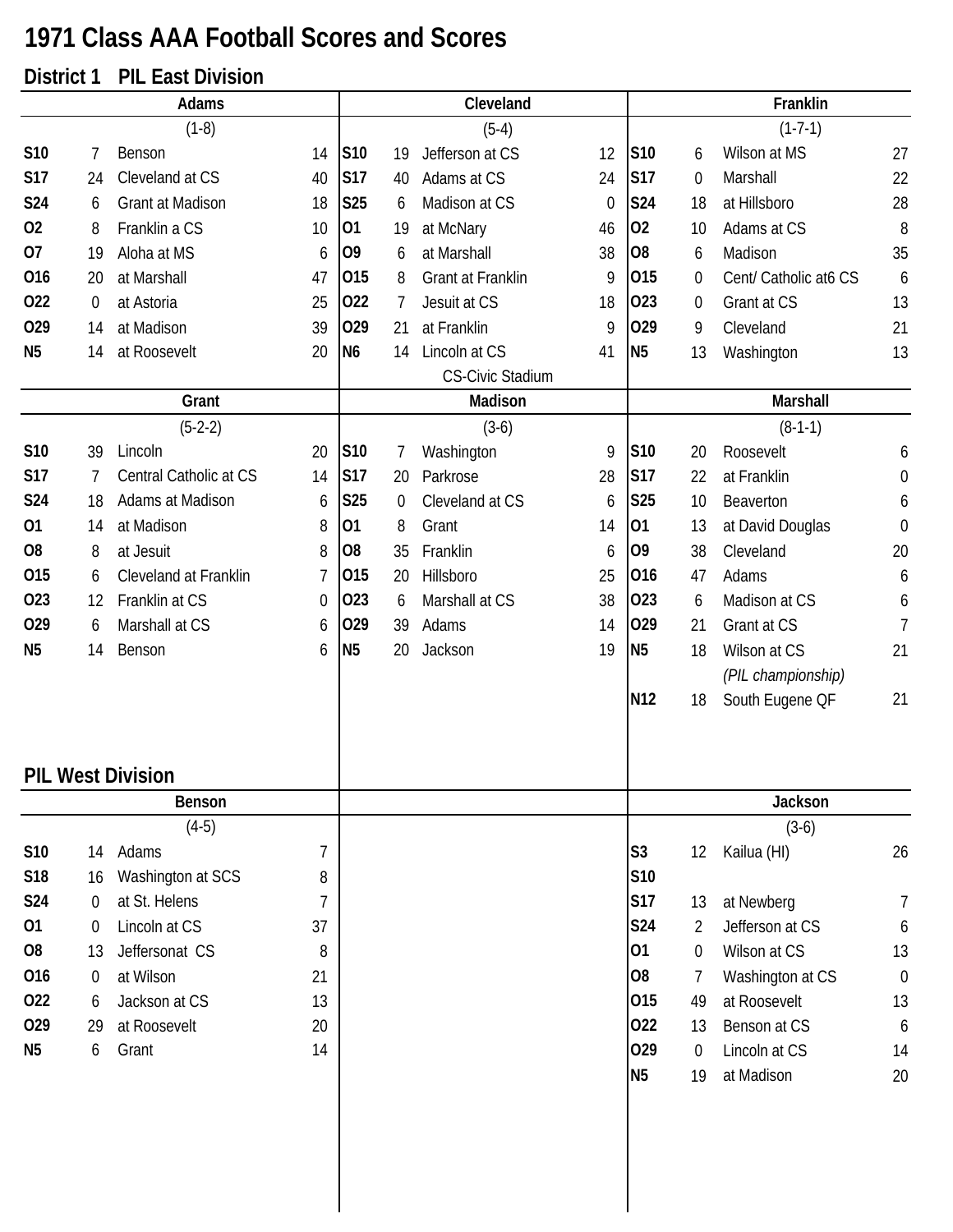# 1971 Class AAA Football Scores and Scores

## District 1 PIL East Division

### Adams

(1-8)

| Date | Score | Opponent | Opp |
|---|---|---|---|
| S10 | 7 | Benson | 14 |
| S17 | 24 | Cleveland at CS | 40 |
| S24 | 6 | Grant at Madison | 18 |
| O2 | 8 | Franklin a CS | 10 |
| O7 | 19 | Aloha at MS | 6 |
| O16 | 20 | at Marshall | 47 |
| O22 | 0 | at Astoria | 25 |
| O29 | 14 | at Madison | 39 |
| N5 | 14 | at Roosevelt | 20 |

### Cleveland

(5-4)

| Date | Score | Opponent | Opp |
|---|---|---|---|
| S10 | 19 | Jefferson at CS | 12 |
| S17 | 40 | Adams at CS | 24 |
| S25 | 6 | Madison at CS | 0 |
| O1 | 19 | at McNary | 46 |
| O9 | 6 | at Marshall | 38 |
| O15 | 8 | Grant at Franklin | 9 |
| O22 | 7 | Jesuit at CS | 18 |
| O29 | 21 | at Franklin | 9 |
| N6 | 14 | Lincoln at CS | 41 |

CS-Civic Stadium

### Franklin

(1-7-1)

| Date | Score | Opponent | Opp |
|---|---|---|---|
| S10 | 6 | Wilson at MS | 27 |
| S17 | 0 | Marshall | 22 |
| S24 | 18 | at Hillsboro | 28 |
| O2 | 10 | Adams at CS | 8 |
| O8 | 6 | Madison | 35 |
| O15 | 0 | Cent/ Catholic at6 CS | 6 |
| O23 | 0 | Grant at CS | 13 |
| O29 | 9 | Cleveland | 21 |
| N5 | 13 | Washington | 13 |

### Grant

(5-2-2)

| Date | Score | Opponent | Opp |
|---|---|---|---|
| S10 | 39 | Lincoln | 20 |
| S17 | 7 | Central Catholic at CS | 14 |
| S24 | 18 | Adams at Madison | 6 |
| O1 | 14 | at Madison | 8 |
| O8 | 8 | at Jesuit | 8 |
| O15 | 6 | Cleveland at Franklin | 7 |
| O23 | 12 | Franklin at CS | 0 |
| O29 | 6 | Marshall at CS | 6 |
| N5 | 14 | Benson | 6 |

### Madison

(3-6)

| Date | Score | Opponent | Opp |
|---|---|---|---|
| S10 | 7 | Washington | 9 |
| S17 | 20 | Parkrose | 28 |
| S25 | 0 | Cleveland at CS | 6 |
| O1 | 8 | Grant | 14 |
| O8 | 35 | Franklin | 6 |
| O15 | 20 | Hillsboro | 25 |
| O23 | 6 | Marshall at CS | 38 |
| O29 | 39 | Adams | 14 |
| N5 | 20 | Jackson | 19 |

### Marshall

(8-1-1)

| Date | Score | Opponent | Opp |
|---|---|---|---|
| S10 | 20 | Roosevelt | 6 |
| S17 | 22 | at Franklin | 0 |
| S25 | 10 | Beaverton | 6 |
| O1 | 13 | at David Douglas | 0 |
| O9 | 38 | Cleveland | 20 |
| O16 | 47 | Adams | 6 |
| O23 | 6 | Madison at CS | 6 |
| O29 | 21 | Grant at CS | 7 |
| N5 | 18 | Wilson at CS *(PIL championship)* | 21 |
| N12 | 18 | South Eugene QF | 21 |

## PIL West Division

### Benson

(4-5)

| Date | Score | Opponent | Opp |
|---|---|---|---|
| S10 | 14 | Adams | 7 |
| S18 | 16 | Washington at SCS | 8 |
| S24 | 0 | at St. Helens | 7 |
| O1 | 0 | Lincoln at CS | 37 |
| O8 | 13 | Jeffersonat CS | 8 |
| O16 | 0 | at Wilson | 21 |
| O22 | 6 | Jackson at CS | 13 |
| O29 | 29 | at Roosevelt | 20 |
| N5 | 6 | Grant | 14 |

### Jackson

(3-6)

| Date | Score | Opponent | Opp |
|---|---|---|---|
| S3 | 12 | Kailua (HI) | 26 |
| S10 | | | |
| S17 | 13 | at Newberg | 7 |
| S24 | 2 | Jefferson at CS | 6 |
| O1 | 0 | Wilson at CS | 13 |
| O8 | 7 | Washington at CS | 0 |
| O15 | 49 | at Roosevelt | 13 |
| O22 | 13 | Benson at CS | 6 |
| O29 | 0 | Lincoln at CS | 14 |
| N5 | 19 | at Madison | 20 |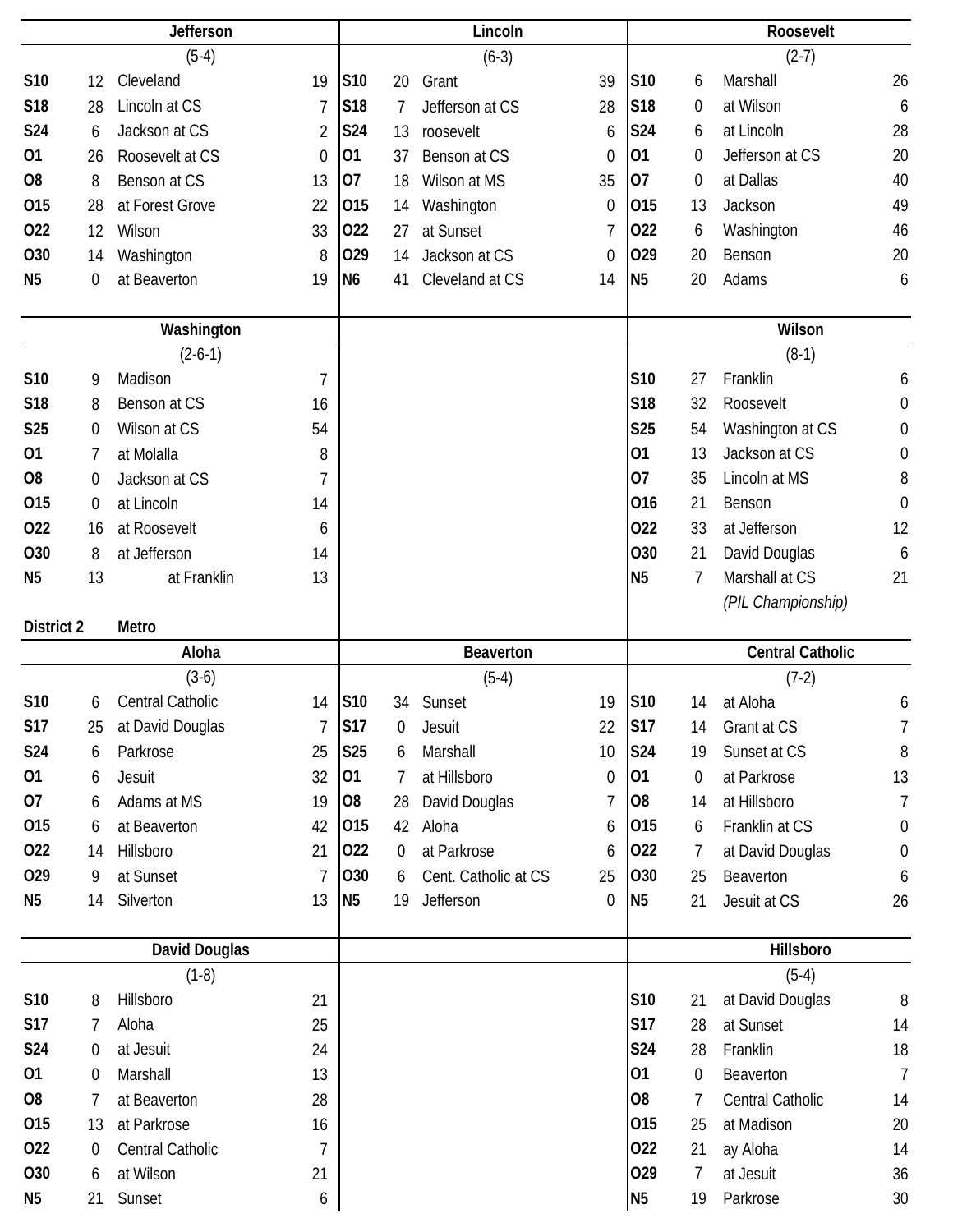### Jefferson

(5-4)

| Date | Score | Opponent | Opp |
|---|---|---|---|
| S10 | 12 | Cleveland | 19 |
| S18 | 28 | Lincoln at CS | 7 |
| S24 | 6 | Jackson at CS | 2 |
| O1 | 26 | Roosevelt at CS | 0 |
| O8 | 8 | Benson at CS | 13 |
| O15 | 28 | at Forest Grove | 22 |
| O22 | 12 | Wilson | 33 |
| O30 | 14 | Washington | 8 |
| N5 | 0 | at Beaverton | 19 |

### Lincoln

(6-3)

| Date | Score | Opponent | Opp |
|---|---|---|---|
| S10 | 20 | Grant | 39 |
| S18 | 7 | Jefferson at CS | 28 |
| S24 | 13 | roosevelt | 6 |
| O1 | 37 | Benson at CS | 0 |
| O7 | 18 | Wilson at MS | 35 |
| O15 | 14 | Washington | 0 |
| O22 | 27 | at Sunset | 7 |
| O29 | 14 | Jackson at CS | 0 |
| N6 | 41 | Cleveland at CS | 14 |

### Roosevelt

(2-7)

| Date | Score | Opponent | Opp |
|---|---|---|---|
| S10 | 6 | Marshall | 26 |
| S18 | 0 | at Wilson | 6 |
| S24 | 6 | at Lincoln | 28 |
| O1 | 0 | Jefferson at CS | 20 |
| O7 | 0 | at Dallas | 40 |
| O15 | 13 | Jackson | 49 |
| O22 | 6 | Washington | 46 |
| O29 | 20 | Benson | 20 |
| N5 | 20 | Adams | 6 |

### Washington

(2-6-1)

| Date | Score | Opponent | Opp |
|---|---|---|---|
| S10 | 9 | Madison | 7 |
| S18 | 8 | Benson at CS | 16 |
| S25 | 0 | Wilson at CS | 54 |
| O1 | 7 | at Molalla | 8 |
| O8 | 0 | Jackson at CS | 7 |
| O15 | 0 | at Lincoln | 14 |
| O22 | 16 | at Roosevelt | 6 |
| O30 | 8 | at Jefferson | 14 |
| N5 | 13 | at Franklin | 13 |

### Wilson

(8-1)

| Date | Score | Opponent | Opp |
|---|---|---|---|
| S10 | 27 | Franklin | 6 |
| S18 | 32 | Roosevelt | 0 |
| S25 | 54 | Washington at CS | 0 |
| O1 | 13 | Jackson at CS | 0 |
| O7 | 35 | Lincoln at MS | 8 |
| O16 | 21 | Benson | 0 |
| O22 | 33 | at Jefferson | 12 |
| O30 | 21 | David Douglas | 6 |
| N5 | 7 | Marshall at CS | 21 |
| | | *(PIL Championship)* | |

## District 2 Metro

### Aloha

(3-6)

| Date | Score | Opponent | Opp |
|---|---|---|---|
| S10 | 6 | Central Catholic | 14 |
| S17 | 25 | at David Douglas | 7 |
| S24 | 6 | Parkrose | 25 |
| O1 | 6 | Jesuit | 32 |
| O7 | 6 | Adams at MS | 19 |
| O15 | 6 | at Beaverton | 42 |
| O22 | 14 | Hillsboro | 21 |
| O29 | 9 | at Sunset | 7 |
| N5 | 14 | Silverton | 13 |

### Beaverton

(5-4)

| Date | Score | Opponent | Opp |
|---|---|---|---|
| S10 | 34 | Sunset | 19 |
| S17 | 0 | Jesuit | 22 |
| S25 | 6 | Marshall | 10 |
| O1 | 7 | at Hillsboro | 0 |
| O8 | 28 | David Douglas | 7 |
| O15 | 42 | Aloha | 6 |
| O22 | 0 | at Parkrose | 6 |
| O30 | 6 | Cent. Catholic at CS | 25 |
| N5 | 19 | Jefferson | 0 |

### Central Catholic

(7-2)

| Date | Score | Opponent | Opp |
|---|---|---|---|
| S10 | 14 | at Aloha | 6 |
| S17 | 14 | Grant at CS | 7 |
| S24 | 19 | Sunset at CS | 8 |
| O1 | 0 | at Parkrose | 13 |
| O8 | 14 | at Hillsboro | 7 |
| O15 | 6 | Franklin at CS | 0 |
| O22 | 7 | at David Douglas | 0 |
| O30 | 25 | Beaverton | 6 |
| N5 | 21 | Jesuit at CS | 26 |

### David Douglas

(1-8)

| Date | Score | Opponent | Opp |
|---|---|---|---|
| S10 | 8 | Hillsboro | 21 |
| S17 | 7 | Aloha | 25 |
| S24 | 0 | at Jesuit | 24 |
| O1 | 0 | Marshall | 13 |
| O8 | 7 | at Beaverton | 28 |
| O15 | 13 | at Parkrose | 16 |
| O22 | 0 | Central Catholic | 7 |
| O30 | 6 | at Wilson | 21 |
| N5 | 21 | Sunset | 6 |

### Hillsboro

(5-4)

| Date | Score | Opponent | Opp |
|---|---|---|---|
| S10 | 21 | at David Douglas | 8 |
| S17 | 28 | at Sunset | 14 |
| S24 | 28 | Franklin | 18 |
| O1 | 0 | Beaverton | 7 |
| O8 | 7 | Central Catholic | 14 |
| O15 | 25 | at Madison | 20 |
| O22 | 21 | ay Aloha | 14 |
| O29 | 7 | at Jesuit | 36 |
| N5 | 19 | Parkrose | 30 |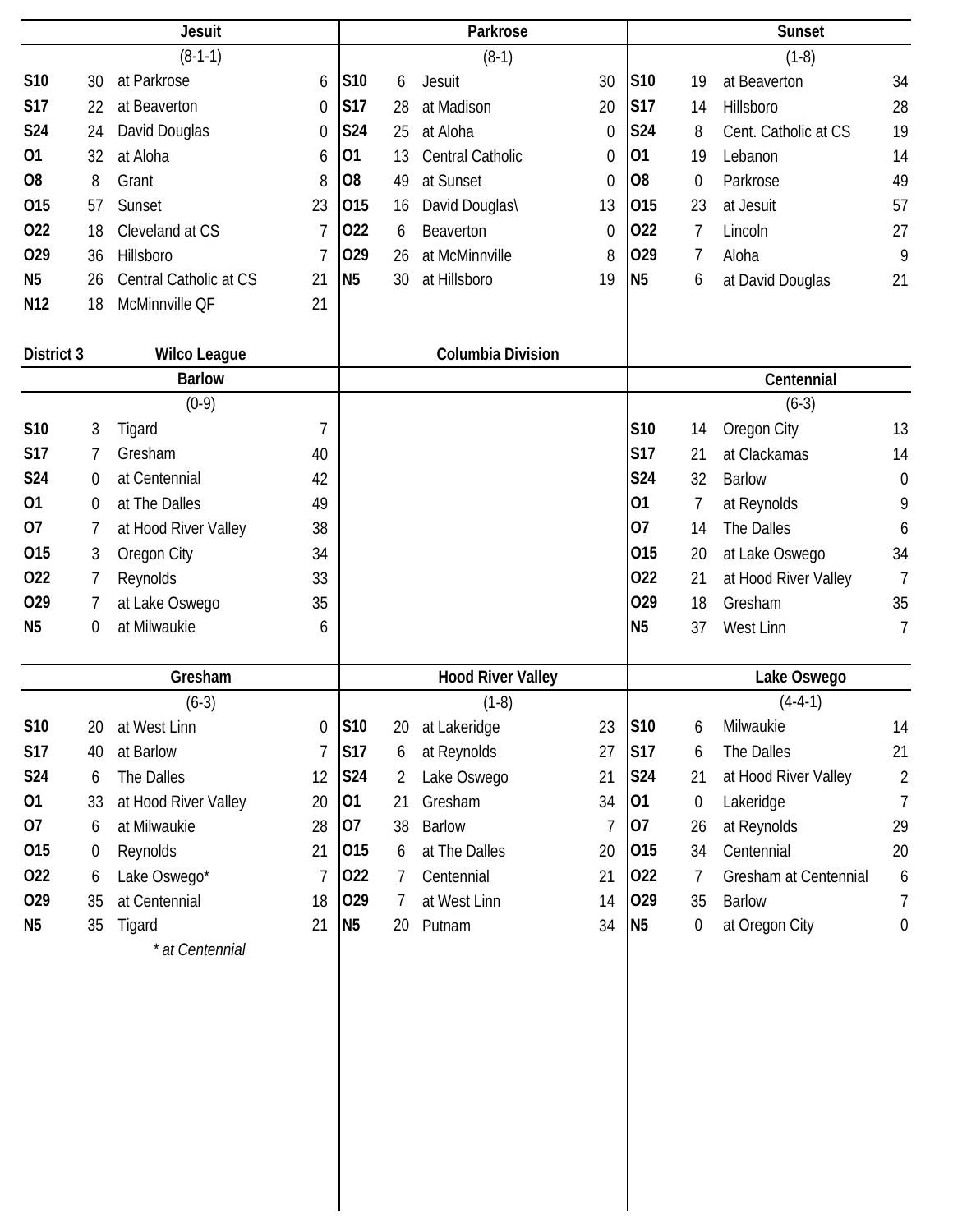## Jesuit

(8-1-1)

| Date | Score | Opponent | Opp |
|---|---|---|---|
| S10 | 30 | at Parkrose | 6 |
| S17 | 22 | at Beaverton | 0 |
| S24 | 24 | David Douglas | 0 |
| O1 | 32 | at Aloha | 6 |
| O8 | 8 | Grant | 8 |
| O15 | 57 | Sunset | 23 |
| O22 | 18 | Cleveland at CS | 7 |
| O29 | 36 | Hillsboro | 7 |
| N5 | 26 | Central Catholic at CS | 21 |
| N12 | 18 | McMinnville QF | 21 |

## Parkrose

(8-1)

| Date | Score | Opponent | Opp |
|---|---|---|---|
| S10 | 6 | Jesuit | 30 |
| S17 | 28 | at Madison | 20 |
| S24 | 25 | at Aloha | 0 |
| O1 | 13 | Central Catholic | 0 |
| O8 | 49 | at Sunset | 0 |
| O15 | 16 | David Douglas\ | 13 |
| O22 | 6 | Beaverton | 0 |
| O29 | 26 | at McMinnville | 8 |
| N5 | 30 | at Hillsboro | 19 |

## Sunset

(1-8)

| Date | Score | Opponent | Opp |
|---|---|---|---|
| S10 | 19 | at Beaverton | 34 |
| S17 | 14 | Hillsboro | 28 |
| S24 | 8 | Cent. Catholic at CS | 19 |
| O1 | 19 | Lebanon | 14 |
| O8 | 0 | Parkrose | 49 |
| O15 | 23 | at Jesuit | 57 |
| O22 | 7 | Lincoln | 27 |
| O29 | 7 | Aloha | 9 |
| N5 | 6 | at David Douglas | 21 |

# District 3 — Wilco League — Columbia Division

## Barlow

(0-9)

| Date | Score | Opponent | Opp |
|---|---|---|---|
| S10 | 3 | Tigard | 7 |
| S17 | 7 | Gresham | 40 |
| S24 | 0 | at Centennial | 42 |
| O1 | 0 | at The Dalles | 49 |
| O7 | 7 | at Hood River Valley | 38 |
| O15 | 3 | Oregon City | 34 |
| O22 | 7 | Reynolds | 33 |
| O29 | 7 | at Lake Oswego | 35 |
| N5 | 0 | at Milwaukie | 6 |

## Centennial

(6-3)

| Date | Score | Opponent | Opp |
|---|---|---|---|
| S10 | 14 | Oregon City | 13 |
| S17 | 21 | at Clackamas | 14 |
| S24 | 32 | Barlow | 0 |
| O1 | 7 | at Reynolds | 9 |
| O7 | 14 | The Dalles | 6 |
| O15 | 20 | at Lake Oswego | 34 |
| O22 | 21 | at Hood River Valley | 7 |
| O29 | 18 | Gresham | 35 |
| N5 | 37 | West Linn | 7 |

## Gresham

(6-3)

| Date | Score | Opponent | Opp |
|---|---|---|---|
| S10 | 20 | at West Linn | 0 |
| S17 | 40 | at Barlow | 7 |
| S24 | 6 | The Dalles | 12 |
| O1 | 33 | at Hood River Valley | 20 |
| O7 | 6 | at Milwaukie | 28 |
| O15 | 0 | Reynolds | 21 |
| O22 | 6 | Lake Oswego* | 7 |
| O29 | 35 | at Centennial | 18 |
| N5 | 35 | Tigard | 21 |

*\* at Centennial*

## Hood River Valley

(1-8)

| Date | Score | Opponent | Opp |
|---|---|---|---|
| S10 | 20 | at Lakeridge | 23 |
| S17 | 6 | at Reynolds | 27 |
| S24 | 2 | Lake Oswego | 21 |
| O1 | 21 | Gresham | 34 |
| O7 | 38 | Barlow | 7 |
| O15 | 6 | at The Dalles | 20 |
| O22 | 7 | Centennial | 21 |
| O29 | 7 | at West Linn | 14 |
| N5 | 20 | Putnam | 34 |

## Lake Oswego

(4-4-1)

| Date | Score | Opponent | Opp |
|---|---|---|---|
| S10 | 6 | Milwaukie | 14 |
| S17 | 6 | The Dalles | 21 |
| S24 | 21 | at Hood River Valley | 2 |
| O1 | 0 | Lakeridge | 7 |
| O7 | 26 | at Reynolds | 29 |
| O15 | 34 | Centennial | 20 |
| O22 | 7 | Gresham at Centennial | 6 |
| O29 | 35 | Barlow | 7 |
| N5 | 0 | at Oregon City | 0 |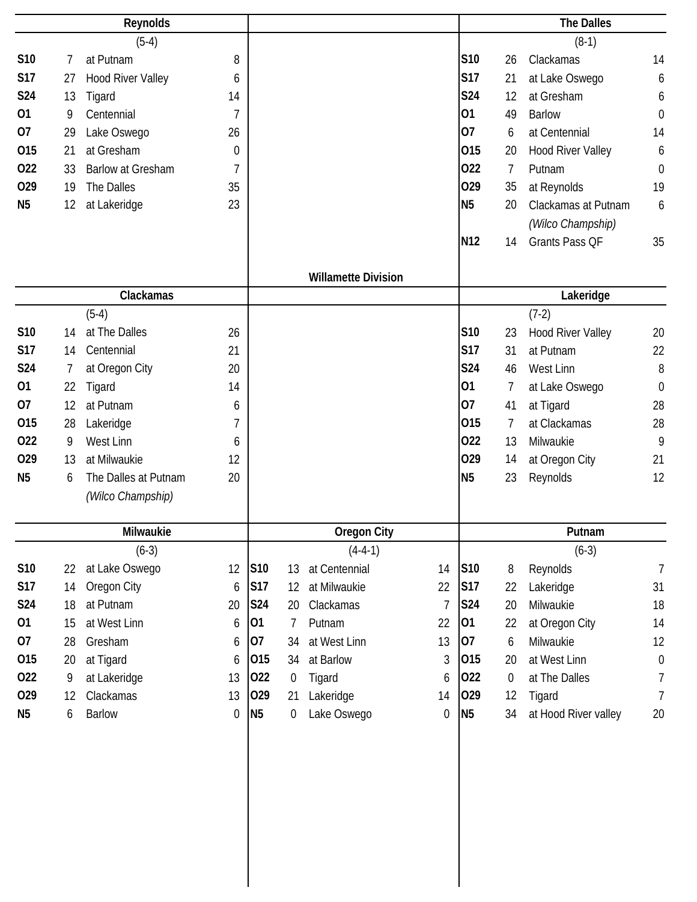## Willamette Division

### Reynolds

(5-4)

| Date | Score | Opponent | Opp |
|---|---|---|---|
| S10 | 7 | at Putnam | 8 |
| S17 | 27 | Hood River Valley | 6 |
| S24 | 13 | Tigard | 14 |
| O1 | 9 | Centennial | 7 |
| O7 | 29 | Lake Oswego | 26 |
| O15 | 21 | at Gresham | 0 |
| O22 | 33 | Barlow at Gresham | 7 |
| O29 | 19 | The Dalles | 35 |
| N5 | 12 | at Lakeridge | 23 |

### The Dalles

(8-1)

| Date | Score | Opponent | Opp |
|---|---|---|---|
| S10 | 26 | Clackamas | 14 |
| S17 | 21 | at Lake Oswego | 6 |
| S24 | 12 | at Gresham | 6 |
| O1 | 49 | Barlow | 0 |
| O7 | 6 | at Centennial | 14 |
| O15 | 20 | Hood River Valley | 6 |
| O22 | 7 | Putnam | 0 |
| O29 | 35 | at Reynolds | 19 |
| N5 | 20 | Clackamas at Putnam *(Wilco Champship)* | 6 |
| N12 | 14 | Grants Pass QF | 35 |

### Clackamas

(5-4)

| Date | Score | Opponent | Opp |
|---|---|---|---|
| S10 | 14 | at The Dalles | 26 |
| S17 | 14 | Centennial | 21 |
| S24 | 7 | at Oregon City | 20 |
| O1 | 22 | Tigard | 14 |
| O7 | 12 | at Putnam | 6 |
| O15 | 28 | Lakeridge | 7 |
| O22 | 9 | West Linn | 6 |
| O29 | 13 | at Milwaukie | 12 |
| N5 | 6 | The Dalles at Putnam *(Wilco Champship)* | 20 |

### Lakeridge

(7-2)

| Date | Score | Opponent | Opp |
|---|---|---|---|
| S10 | 23 | Hood River Valley | 20 |
| S17 | 31 | at Putnam | 22 |
| S24 | 46 | West Linn | 8 |
| O1 | 7 | at Lake Oswego | 0 |
| O7 | 41 | at Tigard | 28 |
| O15 | 7 | at Clackamas | 28 |
| O22 | 13 | Milwaukie | 9 |
| O29 | 14 | at Oregon City | 21 |
| N5 | 23 | Reynolds | 12 |

### Milwaukie

(6-3)

| Date | Score | Opponent | Opp |
|---|---|---|---|
| S10 | 22 | at Lake Oswego | 12 |
| S17 | 14 | Oregon City | 6 |
| S24 | 18 | at Putnam | 20 |
| O1 | 15 | at West Linn | 6 |
| O7 | 28 | Gresham | 6 |
| O15 | 20 | at Tigard | 6 |
| O22 | 9 | at Lakeridge | 13 |
| O29 | 12 | Clackamas | 13 |
| N5 | 6 | Barlow | 0 |

### Oregon City

(4-4-1)

| Date | Score | Opponent | Opp |
|---|---|---|---|
| S10 | 13 | at Centennial | 14 |
| S17 | 12 | at Milwaukie | 22 |
| S24 | 20 | Clackamas | 7 |
| O1 | 7 | Putnam | 22 |
| O7 | 34 | at West Linn | 13 |
| O15 | 34 | at Barlow | 3 |
| O22 | 0 | Tigard | 6 |
| O29 | 21 | Lakeridge | 14 |
| N5 | 0 | Lake Oswego | 0 |

### Putnam

(6-3)

| Date | Score | Opponent | Opp |
|---|---|---|---|
| S10 | 8 | Reynolds | 7 |
| S17 | 22 | Lakeridge | 31 |
| S24 | 20 | Milwaukie | 18 |
| O1 | 22 | at Oregon City | 14 |
| O7 | 6 | Milwaukie | 12 |
| O15 | 20 | at West Linn | 0 |
| O22 | 0 | at The Dalles | 7 |
| O29 | 12 | Tigard | 7 |
| N5 | 34 | at Hood River valley | 20 |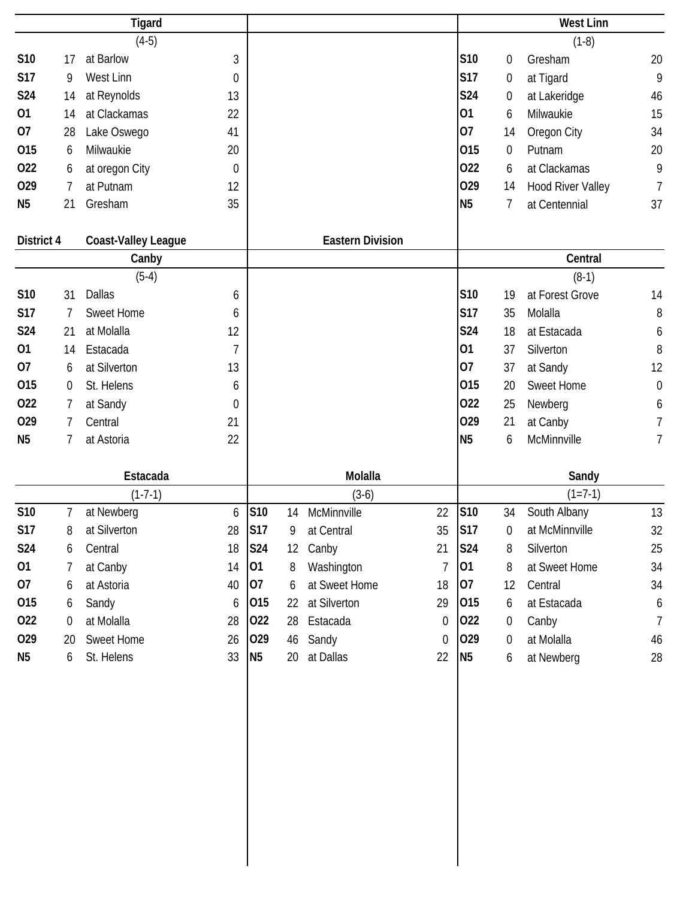### Tigard

(4-5)

| | | | |
|---|---|---|---|
| S10 | 17 | at Barlow | 3 |
| S17 | 9 | West Linn | 0 |
| S24 | 14 | at Reynolds | 13 |
| O1 | 14 | at Clackamas | 22 |
| O7 | 28 | Lake Oswego | 41 |
| O15 | 6 | Milwaukie | 20 |
| O22 | 6 | at oregon City | 0 |
| O29 | 7 | at Putnam | 12 |
| N5 | 21 | Gresham | 35 |

### West Linn

(1-8)

| | | | |
|---|---|---|---|
| S10 | 0 | Gresham | 20 |
| S17 | 0 | at Tigard | 9 |
| S24 | 0 | at Lakeridge | 46 |
| O1 | 6 | Milwaukie | 15 |
| O7 | 14 | Oregon City | 34 |
| O15 | 0 | Putnam | 20 |
| O22 | 6 | at Clackamas | 9 |
| O29 | 14 | Hood River Valley | 7 |
| N5 | 7 | at Centennial | 37 |

## District 4 — Coast-Valley League — Eastern Division

### Canby

(5-4)

| | | | |
|---|---|---|---|
| S10 | 31 | Dallas | 6 |
| S17 | 7 | Sweet Home | 6 |
| S24 | 21 | at Molalla | 12 |
| O1 | 14 | Estacada | 7 |
| O7 | 6 | at Silverton | 13 |
| O15 | 0 | St. Helens | 6 |
| O22 | 7 | at Sandy | 0 |
| O29 | 7 | Central | 21 |
| N5 | 7 | at Astoria | 22 |

### Central

(8-1)

| | | | |
|---|---|---|---|
| S10 | 19 | at Forest Grove | 14 |
| S17 | 35 | Molalla | 8 |
| S24 | 18 | at Estacada | 6 |
| O1 | 37 | Silverton | 8 |
| O7 | 37 | at Sandy | 12 |
| O15 | 20 | Sweet Home | 0 |
| O22 | 25 | Newberg | 6 |
| O29 | 21 | at Canby | 7 |
| N5 | 6 | McMinnville | 7 |

### Estacada

(1-7-1)

| | | | |
|---|---|---|---|
| S10 | 7 | at Newberg | 6 |
| S17 | 8 | at Silverton | 28 |
| S24 | 6 | Central | 18 |
| O1 | 7 | at Canby | 14 |
| O7 | 6 | at Astoria | 40 |
| O15 | 6 | Sandy | 6 |
| O22 | 0 | at Molalla | 28 |
| O29 | 20 | Sweet Home | 26 |
| N5 | 6 | St. Helens | 33 |

### Molalla

(3-6)

| | | | |
|---|---|---|---|
| S10 | 14 | McMinnville | 22 |
| S17 | 9 | at Central | 35 |
| S24 | 12 | Canby | 21 |
| O1 | 8 | Washington | 7 |
| O7 | 6 | at Sweet Home | 18 |
| O15 | 22 | at Silverton | 29 |
| O22 | 28 | Estacada | 0 |
| O29 | 46 | Sandy | 0 |
| N5 | 20 | at Dallas | 22 |

### Sandy

(1=7-1)

| | | | |
|---|---|---|---|
| S10 | 34 | South Albany | 13 |
| S17 | 0 | at McMinnville | 32 |
| S24 | 8 | Silverton | 25 |
| O1 | 8 | at Sweet Home | 34 |
| O7 | 12 | Central | 34 |
| O15 | 6 | at Estacada | 6 |
| O22 | 0 | Canby | 7 |
| O29 | 0 | at Molalla | 46 |
| N5 | 6 | at Newberg | 28 |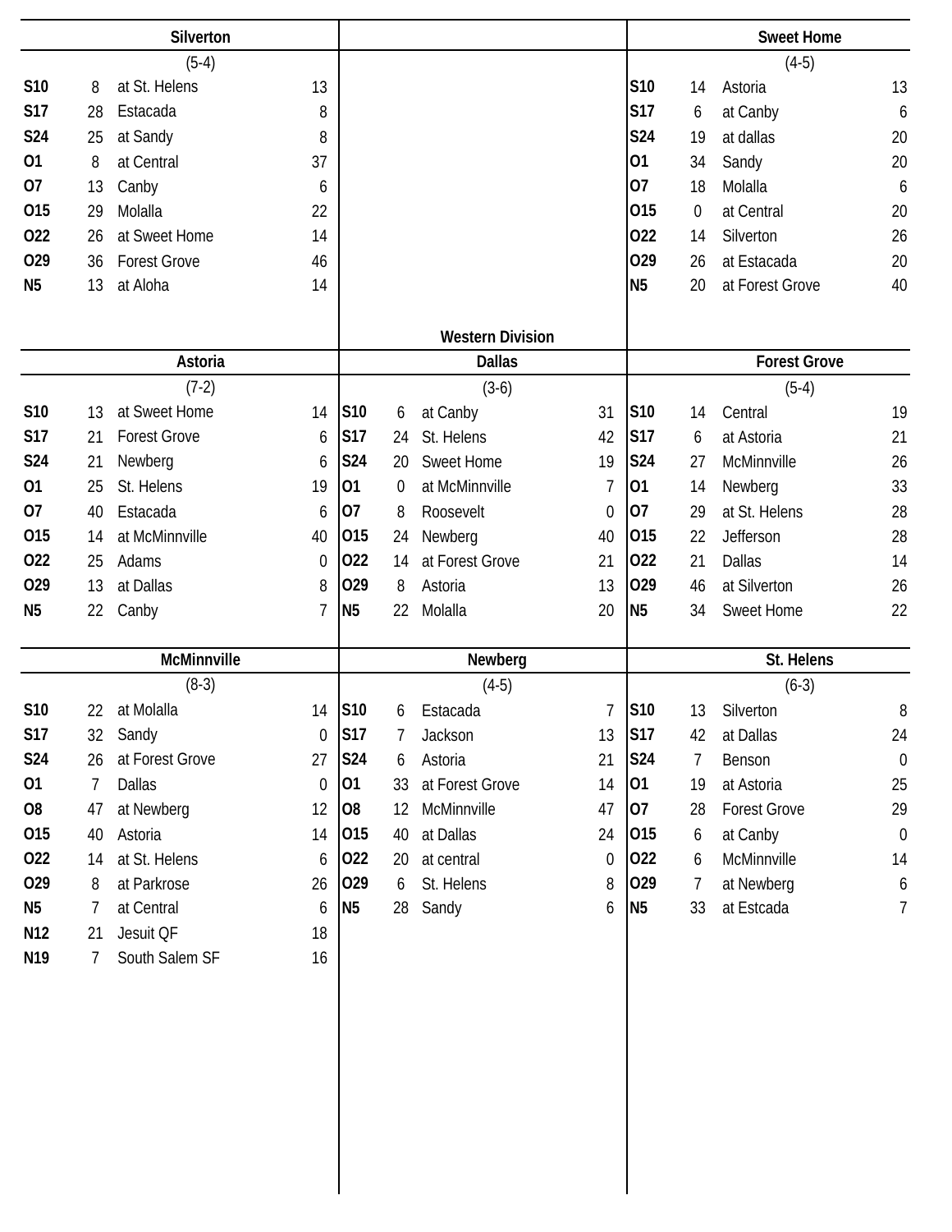## Western Division

### Silverton

(5-4)

| Date | Score | Opponent | Opp Score |
|---|---|---|---|
| S10 | 8 | at St. Helens | 13 |
| S17 | 28 | Estacada | 8 |
| S24 | 25 | at Sandy | 8 |
| O1 | 8 | at Central | 37 |
| O7 | 13 | Canby | 6 |
| O15 | 29 | Molalla | 22 |
| O22 | 26 | at Sweet Home | 14 |
| O29 | 36 | Forest Grove | 46 |
| N5 | 13 | at Aloha | 14 |

### Sweet Home

(4-5)

| Date | Score | Opponent | Opp Score |
|---|---|---|---|
| S10 | 14 | Astoria | 13 |
| S17 | 6 | at Canby | 6 |
| S24 | 19 | at dallas | 20 |
| O1 | 34 | Sandy | 20 |
| O7 | 18 | Molalla | 6 |
| O15 | 0 | at Central | 20 |
| O22 | 14 | Silverton | 26 |
| O29 | 26 | at Estacada | 20 |
| N5 | 20 | at Forest Grove | 40 |

### Astoria

(7-2)

| Date | Score | Opponent | Opp Score |
|---|---|---|---|
| S10 | 13 | at Sweet Home | 14 |
| S17 | 21 | Forest Grove | 6 |
| S24 | 21 | Newberg | 6 |
| O1 | 25 | St. Helens | 19 |
| O7 | 40 | Estacada | 6 |
| O15 | 14 | at McMinnville | 40 |
| O22 | 25 | Adams | 0 |
| O29 | 13 | at Dallas | 8 |
| N5 | 22 | Canby | 7 |

### Dallas

(3-6)

| Date | Score | Opponent | Opp Score |
|---|---|---|---|
| S10 | 6 | at Canby | 31 |
| S17 | 24 | St. Helens | 42 |
| S24 | 20 | Sweet Home | 19 |
| O1 | 0 | at McMinnville | 7 |
| O7 | 8 | Roosevelt | 0 |
| O15 | 24 | Newberg | 40 |
| O22 | 14 | at Forest Grove | 21 |
| O29 | 8 | Astoria | 13 |
| N5 | 22 | Molalla | 20 |

### Forest Grove

(5-4)

| Date | Score | Opponent | Opp Score |
|---|---|---|---|
| S10 | 14 | Central | 19 |
| S17 | 6 | at Astoria | 21 |
| S24 | 27 | McMinnville | 26 |
| O1 | 14 | Newberg | 33 |
| O7 | 29 | at St. Helens | 28 |
| O15 | 22 | Jefferson | 28 |
| O22 | 21 | Dallas | 14 |
| O29 | 46 | at Silverton | 26 |
| N5 | 34 | Sweet Home | 22 |

### McMinnville

(8-3)

| Date | Score | Opponent | Opp Score |
|---|---|---|---|
| S10 | 22 | at Molalla | 14 |
| S17 | 32 | Sandy | 0 |
| S24 | 26 | at Forest Grove | 27 |
| O1 | 7 | Dallas | 0 |
| O8 | 47 | at Newberg | 12 |
| O15 | 40 | Astoria | 14 |
| O22 | 14 | at St. Helens | 6 |
| O29 | 8 | at Parkrose | 26 |
| N5 | 7 | at Central | 6 |
| N12 | 21 | Jesuit QF | 18 |
| N19 | 7 | South Salem SF | 16 |

### Newberg

(4-5)

| Date | Score | Opponent | Opp Score |
|---|---|---|---|
| S10 | 6 | Estacada | 7 |
| S17 | 7 | Jackson | 13 |
| S24 | 6 | Astoria | 21 |
| O1 | 33 | at Forest Grove | 14 |
| O8 | 12 | McMinnville | 47 |
| O15 | 40 | at Dallas | 24 |
| O22 | 20 | at central | 0 |
| O29 | 6 | St. Helens | 8 |
| N5 | 28 | Sandy | 6 |

### St. Helens

(6-3)

| Date | Score | Opponent | Opp Score |
|---|---|---|---|
| S10 | 13 | Silverton | 8 |
| S17 | 42 | at Dallas | 24 |
| S24 | 7 | Benson | 0 |
| O1 | 19 | at Astoria | 25 |
| O7 | 28 | Forest Grove | 29 |
| O15 | 6 | at Canby | 0 |
| O22 | 6 | McMinnville | 14 |
| O29 | 7 | at Newberg | 6 |
| N5 | 33 | at Estcada | 7 |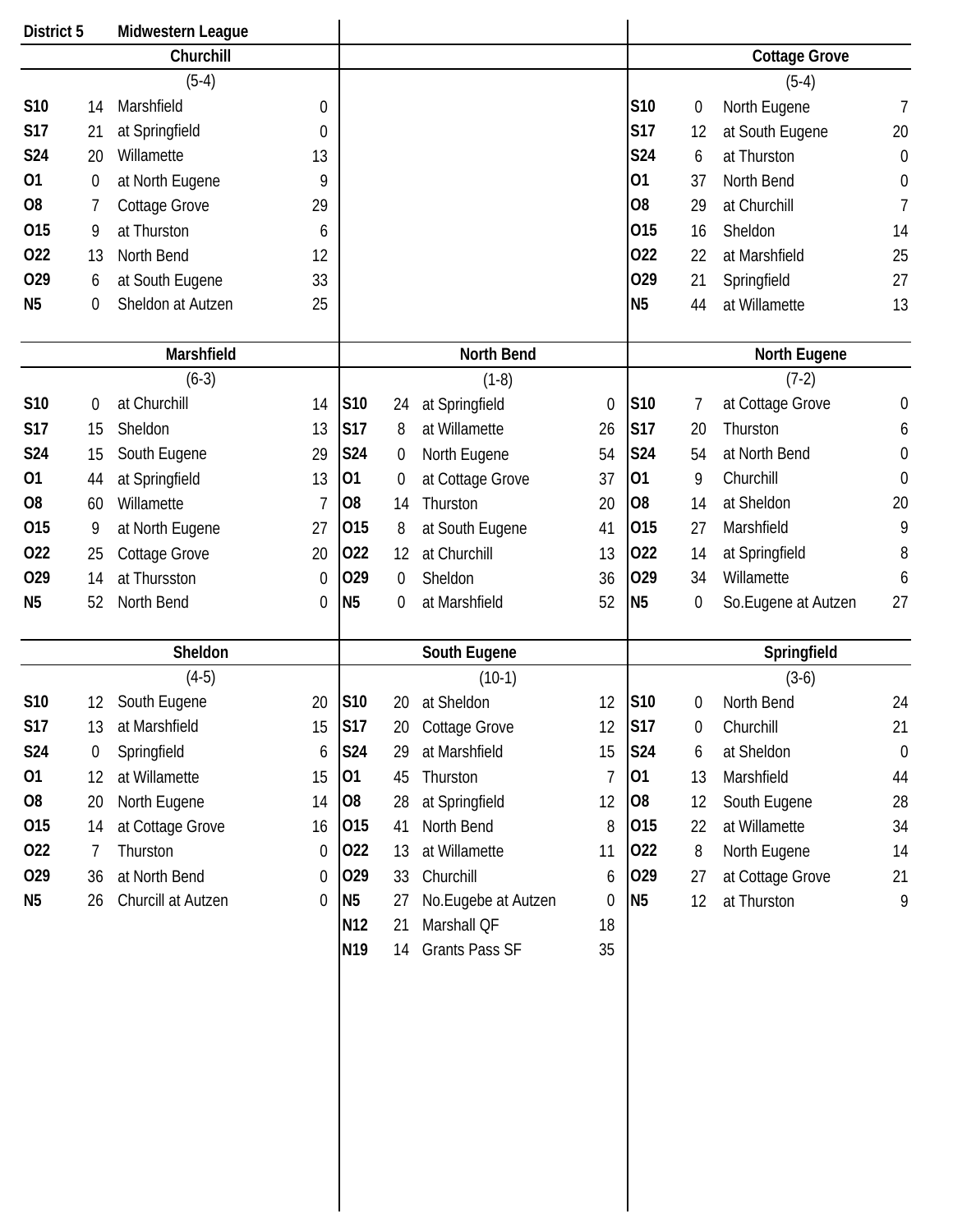**District 5** **Midwestern League**

### Churchill

(5-4)

| Date | Score | Opponent | Opp |
|---|---|---|---|
| S10 | 14 | Marshfield | 0 |
| S17 | 21 | at Springfield | 0 |
| S24 | 20 | Willamette | 13 |
| O1 | 0 | at North Eugene | 9 |
| O8 | 7 | Cottage Grove | 29 |
| O15 | 9 | at Thurston | 6 |
| O22 | 13 | North Bend | 12 |
| O29 | 6 | at South Eugene | 33 |
| N5 | 0 | Sheldon at Autzen | 25 |

### Cottage Grove

(5-4)

| Date | Score | Opponent | Opp |
|---|---|---|---|
| S10 | 0 | North Eugene | 7 |
| S17 | 12 | at South Eugene | 20 |
| S24 | 6 | at Thurston | 0 |
| O1 | 37 | North Bend | 0 |
| O8 | 29 | at Churchill | 7 |
| O15 | 16 | Sheldon | 14 |
| O22 | 22 | at Marshfield | 25 |
| O29 | 21 | Springfield | 27 |
| N5 | 44 | at Willamette | 13 |

### Marshfield

(6-3)

| Date | Score | Opponent | Opp |
|---|---|---|---|
| S10 | 0 | at Churchill | 14 |
| S17 | 15 | Sheldon | 13 |
| S24 | 15 | South Eugene | 29 |
| O1 | 44 | at Springfield | 13 |
| O8 | 60 | Willamette | 7 |
| O15 | 9 | at North Eugene | 27 |
| O22 | 25 | Cottage Grove | 20 |
| O29 | 14 | at Thursston | 0 |
| N5 | 52 | North Bend | 0 |

### North Bend

(1-8)

| Date | Score | Opponent | Opp |
|---|---|---|---|
| S10 | 24 | at Springfield | 0 |
| S17 | 8 | at Willamette | 26 |
| S24 | 0 | North Eugene | 54 |
| O1 | 0 | at Cottage Grove | 37 |
| O8 | 14 | Thurston | 20 |
| O15 | 8 | at South Eugene | 41 |
| O22 | 12 | at Churchill | 13 |
| O29 | 0 | Sheldon | 36 |
| N5 | 0 | at Marshfield | 52 |

### North Eugene

(7-2)

| Date | Score | Opponent | Opp |
|---|---|---|---|
| S10 | 7 | at Cottage Grove | 0 |
| S17 | 20 | Thurston | 6 |
| S24 | 54 | at North Bend | 0 |
| O1 | 9 | Churchill | 0 |
| O8 | 14 | at Sheldon | 20 |
| O15 | 27 | Marshfield | 9 |
| O22 | 14 | at Springfield | 8 |
| O29 | 34 | Willamette | 6 |
| N5 | 0 | So.Eugene at Autzen | 27 |

### Sheldon

(4-5)

| Date | Score | Opponent | Opp |
|---|---|---|---|
| S10 | 12 | South Eugene | 20 |
| S17 | 13 | at Marshfield | 15 |
| S24 | 0 | Springfield | 6 |
| O1 | 12 | at Willamette | 15 |
| O8 | 20 | North Eugene | 14 |
| O15 | 14 | at Cottage Grove | 16 |
| O22 | 7 | Thurston | 0 |
| O29 | 36 | at North Bend | 0 |
| N5 | 26 | Churcill at Autzen | 0 |

### South Eugene

(10-1)

| Date | Score | Opponent | Opp |
|---|---|---|---|
| S10 | 20 | at Sheldon | 12 |
| S17 | 20 | Cottage Grove | 12 |
| S24 | 29 | at Marshfield | 15 |
| O1 | 45 | Thurston | 7 |
| O8 | 28 | at Springfield | 12 |
| O15 | 41 | North Bend | 8 |
| O22 | 13 | at Willamette | 11 |
| O29 | 33 | Churchill | 6 |
| N5 | 27 | No.Eugebe at Autzen | 0 |
| N12 | 21 | Marshall QF | 18 |
| N19 | 14 | Grants Pass SF | 35 |

### Springfield

(3-6)

| Date | Score | Opponent | Opp |
|---|---|---|---|
| S10 | 0 | North Bend | 24 |
| S17 | 0 | Churchill | 21 |
| S24 | 6 | at Sheldon | 0 |
| O1 | 13 | Marshfield | 44 |
| O8 | 12 | South Eugene | 28 |
| O15 | 22 | at Willamette | 34 |
| O22 | 8 | North Eugene | 14 |
| O29 | 27 | at Cottage Grove | 21 |
| N5 | 12 | at Thurston | 9 |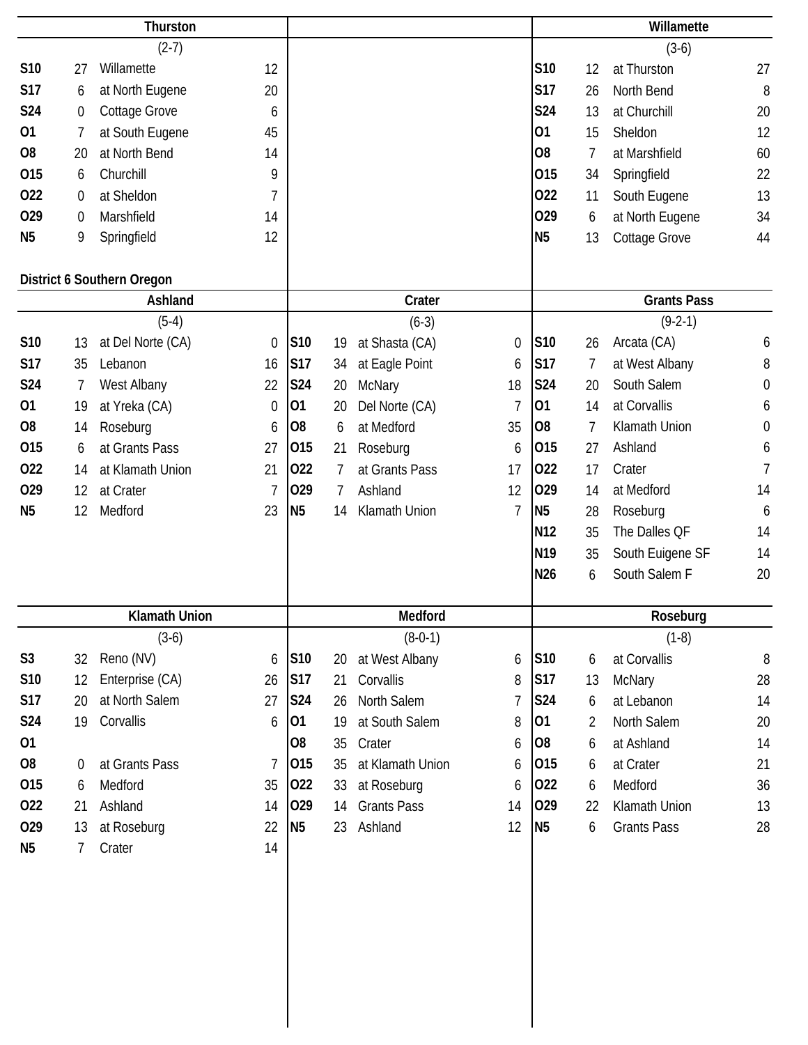### Thurston

(2-7)

| Date | Score | Opponent | Opp |
|---|---|---|---|
| S10 | 27 | Willamette | 12 |
| S17 | 6 | at North Eugene | 20 |
| S24 | 0 | Cottage Grove | 6 |
| O1 | 7 | at South Eugene | 45 |
| O8 | 20 | at North Bend | 14 |
| O15 | 6 | Churchill | 9 |
| O22 | 0 | at Sheldon | 7 |
| O29 | 0 | Marshfield | 14 |
| N5 | 9 | Springfield | 12 |

### Willamette

(3-6)

| Date | Score | Opponent | Opp |
|---|---|---|---|
| S10 | 12 | at Thurston | 27 |
| S17 | 26 | North Bend | 8 |
| S24 | 13 | at Churchill | 20 |
| O1 | 15 | Sheldon | 12 |
| O8 | 7 | at Marshfield | 60 |
| O15 | 34 | Springfield | 22 |
| O22 | 11 | South Eugene | 13 |
| O29 | 6 | at North Eugene | 34 |
| N5 | 13 | Cottage Grove | 44 |

## District 6 Southern Oregon

### Ashland

(5-4)

| Date | Score | Opponent | Opp |
|---|---|---|---|
| S10 | 13 | at Del Norte (CA) | 0 |
| S17 | 35 | Lebanon | 16 |
| S24 | 7 | West Albany | 22 |
| O1 | 19 | at Yreka (CA) | 0 |
| O8 | 14 | Roseburg | 6 |
| O15 | 6 | at Grants Pass | 27 |
| O22 | 14 | at Klamath Union | 21 |
| O29 | 12 | at Crater | 7 |
| N5 | 12 | Medford | 23 |

### Crater

(6-3)

| Date | Score | Opponent | Opp |
|---|---|---|---|
| S10 | 19 | at Shasta (CA) | 0 |
| S17 | 34 | at Eagle Point | 6 |
| S24 | 20 | McNary | 18 |
| O1 | 20 | Del Norte (CA) | 7 |
| O8 | 6 | at Medford | 35 |
| O15 | 21 | Roseburg | 6 |
| O22 | 7 | at Grants Pass | 17 |
| O29 | 7 | Ashland | 12 |
| N5 | 14 | Klamath Union | 7 |

### Grants Pass

(9-2-1)

| Date | Score | Opponent | Opp |
|---|---|---|---|
| S10 | 26 | Arcata (CA) | 6 |
| S17 | 7 | at West Albany | 8 |
| S24 | 20 | South Salem | 0 |
| O1 | 14 | at Corvallis | 6 |
| O8 | 7 | Klamath Union | 0 |
| O15 | 27 | Ashland | 6 |
| O22 | 17 | Crater | 7 |
| O29 | 14 | at Medford | 14 |
| N5 | 28 | Roseburg | 6 |
| N12 | 35 | The Dalles QF | 14 |
| N19 | 35 | South Euigene SF | 14 |
| N26 | 6 | South Salem F | 20 |

### Klamath Union

(3-6)

| Date | Score | Opponent | Opp |
|---|---|---|---|
| S3 | 32 | Reno (NV) | 6 |
| S10 | 12 | Enterprise (CA) | 26 |
| S17 | 20 | at North Salem | 27 |
| S24 | 19 | Corvallis | 6 |
| O1 | | | |
| O8 | 0 | at Grants Pass | 7 |
| O15 | 6 | Medford | 35 |
| O22 | 21 | Ashland | 14 |
| O29 | 13 | at Roseburg | 22 |
| N5 | 7 | Crater | 14 |

### Medford

(8-0-1)

| Date | Score | Opponent | Opp |
|---|---|---|---|
| S10 | 20 | at West Albany | 6 |
| S17 | 21 | Corvallis | 8 |
| S24 | 26 | North Salem | 7 |
| O1 | 19 | at South Salem | 8 |
| O8 | 35 | Crater | 6 |
| O15 | 35 | at Klamath Union | 6 |
| O22 | 33 | at Roseburg | 6 |
| O29 | 14 | Grants Pass | 14 |
| N5 | 23 | Ashland | 12 |

### Roseburg

(1-8)

| Date | Score | Opponent | Opp |
|---|---|---|---|
| S10 | 6 | at Corvallis | 8 |
| S17 | 13 | McNary | 28 |
| S24 | 6 | at Lebanon | 14 |
| O1 | 2 | North Salem | 20 |
| O8 | 6 | at Ashland | 14 |
| O15 | 6 | at Crater | 21 |
| O22 | 6 | Medford | 36 |
| O29 | 22 | Klamath Union | 13 |
| N5 | 6 | Grants Pass | 28 |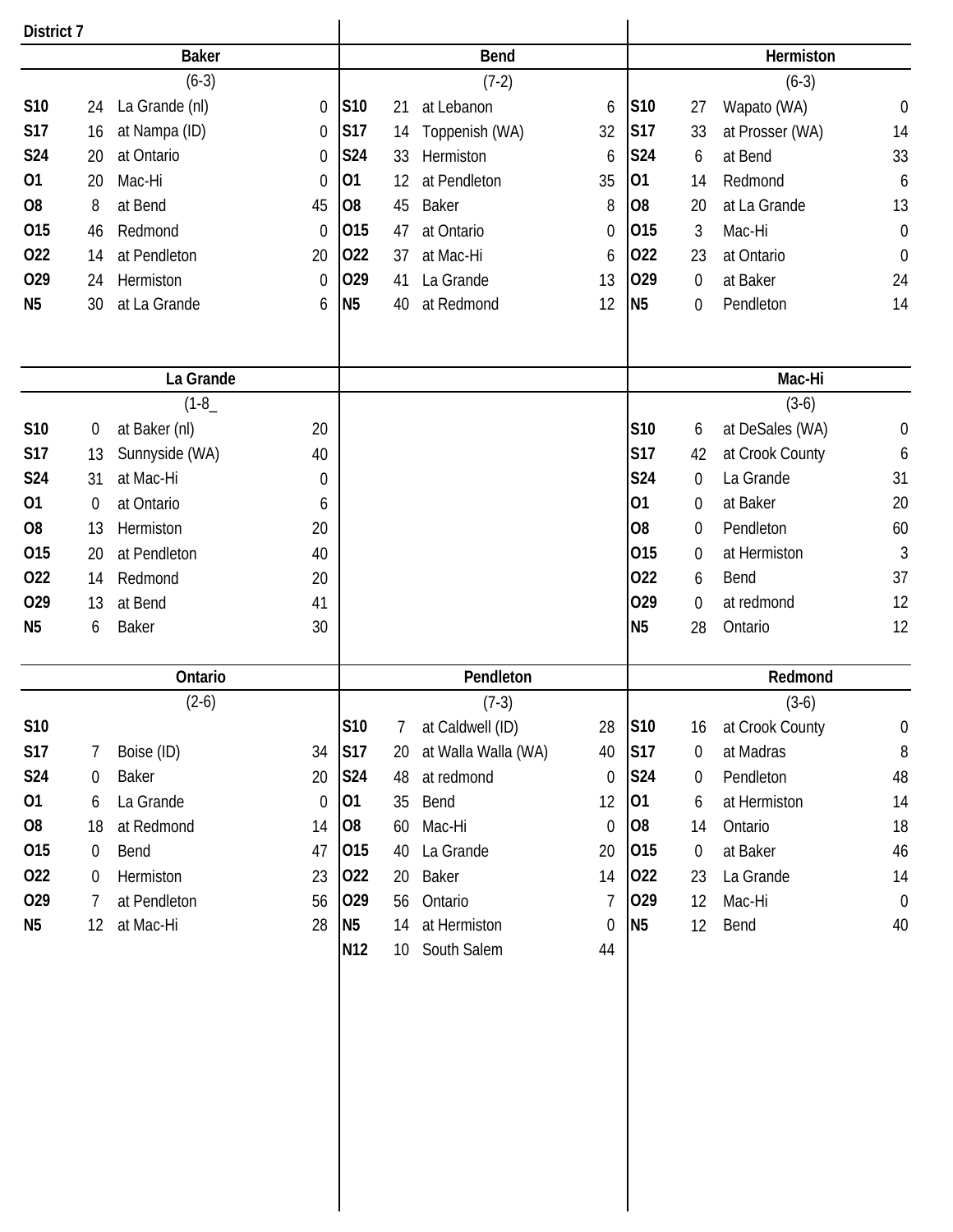**District 7**

### Baker

(6-3)

| Date | Score | Opponent | Opp |
|---|---|---|---|
| S10 | 24 | La Grande (nl) | 0 |
| S17 | 16 | at Nampa (ID) | 0 |
| S24 | 20 | at Ontario | 0 |
| O1 | 20 | Mac-Hi | 0 |
| O8 | 8 | at Bend | 45 |
| O15 | 46 | Redmond | 0 |
| O22 | 14 | at Pendleton | 20 |
| O29 | 24 | Hermiston | 0 |
| N5 | 30 | at La Grande | 6 |

### Bend

(7-2)

| Date | Score | Opponent | Opp |
|---|---|---|---|
| S10 | 21 | at Lebanon | 6 |
| S17 | 14 | Toppenish (WA) | 32 |
| S24 | 33 | Hermiston | 6 |
| O1 | 12 | at Pendleton | 35 |
| O8 | 45 | Baker | 8 |
| O15 | 47 | at Ontario | 0 |
| O22 | 37 | at Mac-Hi | 6 |
| O29 | 41 | La Grande | 13 |
| N5 | 40 | at Redmond | 12 |

### Hermiston

(6-3)

| Date | Score | Opponent | Opp |
|---|---|---|---|
| S10 | 27 | Wapato (WA) | 0 |
| S17 | 33 | at Prosser (WA) | 14 |
| S24 | 6 | at Bend | 33 |
| O1 | 14 | Redmond | 6 |
| O8 | 20 | at La Grande | 13 |
| O15 | 3 | Mac-Hi | 0 |
| O22 | 23 | at Ontario | 0 |
| O29 | 0 | at Baker | 24 |
| N5 | 0 | Pendleton | 14 |

### La Grande

(1-8_

| Date | Score | Opponent | Opp |
|---|---|---|---|
| S10 | 0 | at Baker (nl) | 20 |
| S17 | 13 | Sunnyside (WA) | 40 |
| S24 | 31 | at Mac-Hi | 0 |
| O1 | 0 | at Ontario | 6 |
| O8 | 13 | Hermiston | 20 |
| O15 | 20 | at Pendleton | 40 |
| O22 | 14 | Redmond | 20 |
| O29 | 13 | at Bend | 41 |
| N5 | 6 | Baker | 30 |

### Mac-Hi

(3-6)

| Date | Score | Opponent | Opp |
|---|---|---|---|
| S10 | 6 | at DeSales (WA) | 0 |
| S17 | 42 | at Crook County | 6 |
| S24 | 0 | La Grande | 31 |
| O1 | 0 | at Baker | 20 |
| O8 | 0 | Pendleton | 60 |
| O15 | 0 | at Hermiston | 3 |
| O22 | 6 | Bend | 37 |
| O29 | 0 | at redmond | 12 |
| N5 | 28 | Ontario | 12 |

### Ontario

(2-6)

| Date | Score | Opponent | Opp |
|---|---|---|---|
| S10 | | | |
| S17 | 7 | Boise (ID) | 34 |
| S24 | 0 | Baker | 20 |
| O1 | 6 | La Grande | 0 |
| O8 | 18 | at Redmond | 14 |
| O15 | 0 | Bend | 47 |
| O22 | 0 | Hermiston | 23 |
| O29 | 7 | at Pendleton | 56 |
| N5 | 12 | at Mac-Hi | 28 |

### Pendleton

(7-3)

| Date | Score | Opponent | Opp |
|---|---|---|---|
| S10 | 7 | at Caldwell (ID) | 28 |
| S17 | 20 | at Walla Walla (WA) | 40 |
| S24 | 48 | at redmond | 0 |
| O1 | 35 | Bend | 12 |
| O8 | 60 | Mac-Hi | 0 |
| O15 | 40 | La Grande | 20 |
| O22 | 20 | Baker | 14 |
| O29 | 56 | Ontario | 7 |
| N5 | 14 | at Hermiston | 0 |
| N12 | 10 | South Salem | 44 |

### Redmond

(3-6)

| Date | Score | Opponent | Opp |
|---|---|---|---|
| S10 | 16 | at Crook County | 0 |
| S17 | 0 | at Madras | 8 |
| S24 | 0 | Pendleton | 48 |
| O1 | 6 | at Hermiston | 14 |
| O8 | 14 | Ontario | 18 |
| O15 | 0 | at Baker | 46 |
| O22 | 23 | La Grande | 14 |
| O29 | 12 | Mac-Hi | 0 |
| N5 | 12 | Bend | 40 |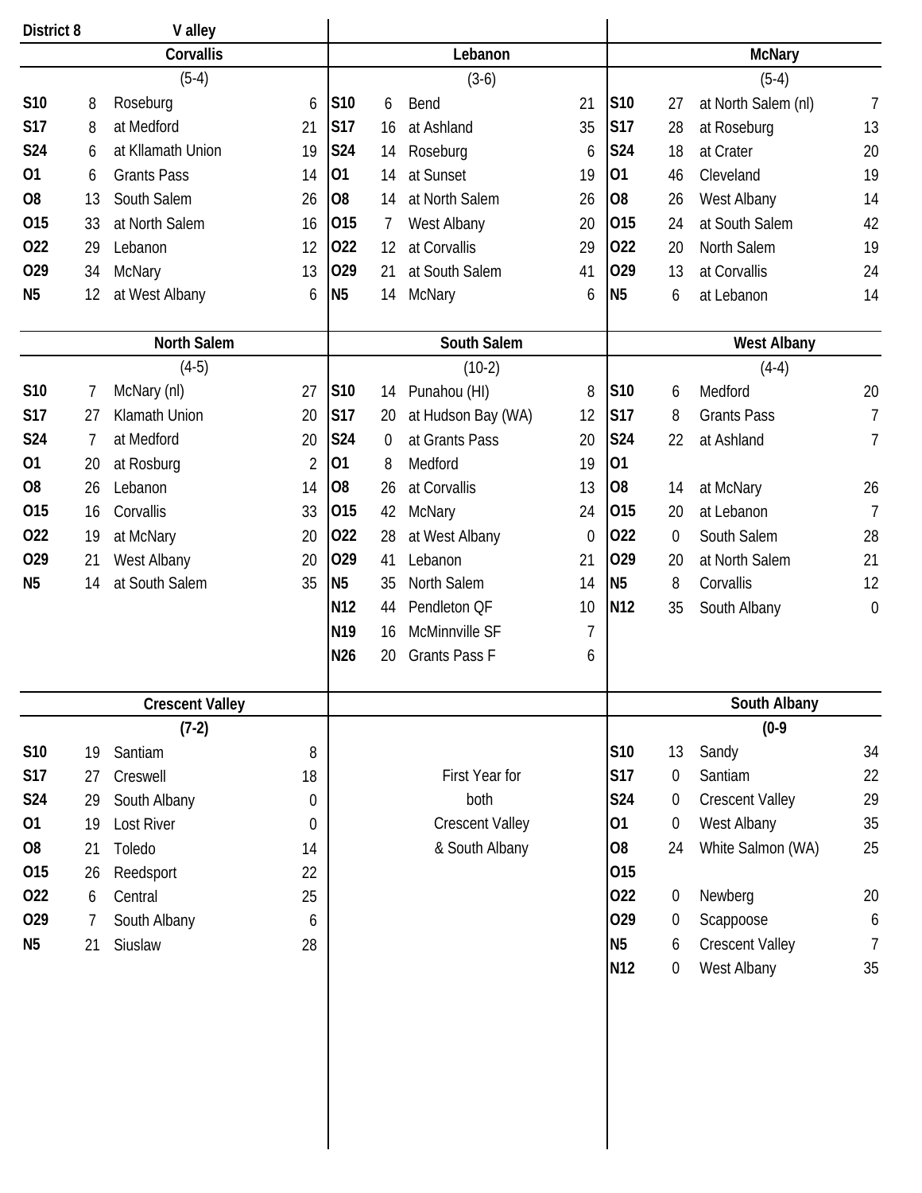**District 8** **V alley**

### Corvallis

(5-4)

| Date | Score | Opponent | Opp |
|---|---|---|---|
| S10 | 8 | Roseburg | 6 |
| S17 | 8 | at Medford | 21 |
| S24 | 6 | at Kllamath Union | 19 |
| O1 | 6 | Grants Pass | 14 |
| O8 | 13 | South Salem | 26 |
| O15 | 33 | at North Salem | 16 |
| O22 | 29 | Lebanon | 12 |
| O29 | 34 | McNary | 13 |
| N5 | 12 | at West Albany | 6 |

### Lebanon

(3-6)

| Date | Score | Opponent | Opp |
|---|---|---|---|
| S10 | 6 | Bend | 21 |
| S17 | 16 | at Ashland | 35 |
| S24 | 14 | Roseburg | 6 |
| O1 | 14 | at Sunset | 19 |
| O8 | 14 | at North Salem | 26 |
| O15 | 7 | West Albany | 20 |
| O22 | 12 | at Corvallis | 29 |
| O29 | 21 | at South Salem | 41 |
| N5 | 14 | McNary | 6 |

### McNary

(5-4)

| Date | Score | Opponent | Opp |
|---|---|---|---|
| S10 | 27 | at North Salem (nl) | 7 |
| S17 | 28 | at Roseburg | 13 |
| S24 | 18 | at Crater | 20 |
| O1 | 46 | Cleveland | 19 |
| O8 | 26 | West Albany | 14 |
| O15 | 24 | at South Salem | 42 |
| O22 | 20 | North Salem | 19 |
| O29 | 13 | at Corvallis | 24 |
| N5 | 6 | at Lebanon | 14 |

### North Salem

(4-5)

| Date | Score | Opponent | Opp |
|---|---|---|---|
| S10 | 7 | McNary (nl) | 27 |
| S17 | 27 | Klamath Union | 20 |
| S24 | 7 | at Medford | 20 |
| O1 | 20 | at Rosburg | 2 |
| O8 | 26 | Lebanon | 14 |
| O15 | 16 | Corvallis | 33 |
| O22 | 19 | at McNary | 20 |
| O29 | 21 | West Albany | 20 |
| N5 | 14 | at South Salem | 35 |

### South Salem

(10-2)

| Date | Score | Opponent | Opp |
|---|---|---|---|
| S10 | 14 | Punahou (HI) | 8 |
| S17 | 20 | at Hudson Bay (WA) | 12 |
| S24 | 0 | at Grants Pass | 20 |
| O1 | 8 | Medford | 19 |
| O8 | 26 | at Corvallis | 13 |
| O15 | 42 | McNary | 24 |
| O22 | 28 | at West Albany | 0 |
| O29 | 41 | Lebanon | 21 |
| N5 | 35 | North Salem | 14 |
| N12 | 44 | Pendleton QF | 10 |
| N19 | 16 | McMinnville SF | 7 |
| N26 | 20 | Grants Pass F | 6 |

### West Albany

(4-4)

| Date | Score | Opponent | Opp |
|---|---|---|---|
| S10 | 6 | Medford | 20 |
| S17 | 8 | Grants Pass | 7 |
| S24 | 22 | at Ashland | 7 |
| O1 | | | |
| O8 | 14 | at McNary | 26 |
| O15 | 20 | at Lebanon | 7 |
| O22 | 0 | South Salem | 28 |
| O29 | 20 | at North Salem | 21 |
| N5 | 8 | Corvallis | 12 |
| N12 | 35 | South Albany | 0 |

### Crescent Valley

(7-2)

| Date | Score | Opponent | Opp |
|---|---|---|---|
| S10 | 19 | Santiam | 8 |
| S17 | 27 | Creswell | 18 |
| S24 | 29 | South Albany | 0 |
| O1 | 19 | Lost River | 0 |
| O8 | 21 | Toledo | 14 |
| O15 | 26 | Reedsport | 22 |
| O22 | 6 | Central | 25 |
| O29 | 7 | South Albany | 6 |
| N5 | 21 | Siuslaw | 28 |

First Year for both Crescent Valley & South Albany

### South Albany

(0-9

| Date | Score | Opponent | Opp |
|---|---|---|---|
| S10 | 13 | Sandy | 34 |
| S17 | 0 | Santiam | 22 |
| S24 | 0 | Crescent Valley | 29 |
| O1 | 0 | West Albany | 35 |
| O8 | 24 | White Salmon (WA) | 25 |
| O15 | | | |
| O22 | 0 | Newberg | 20 |
| O29 | 0 | Scappoose | 6 |
| N5 | 6 | Crescent Valley | 7 |
| N12 | 0 | West Albany | 35 |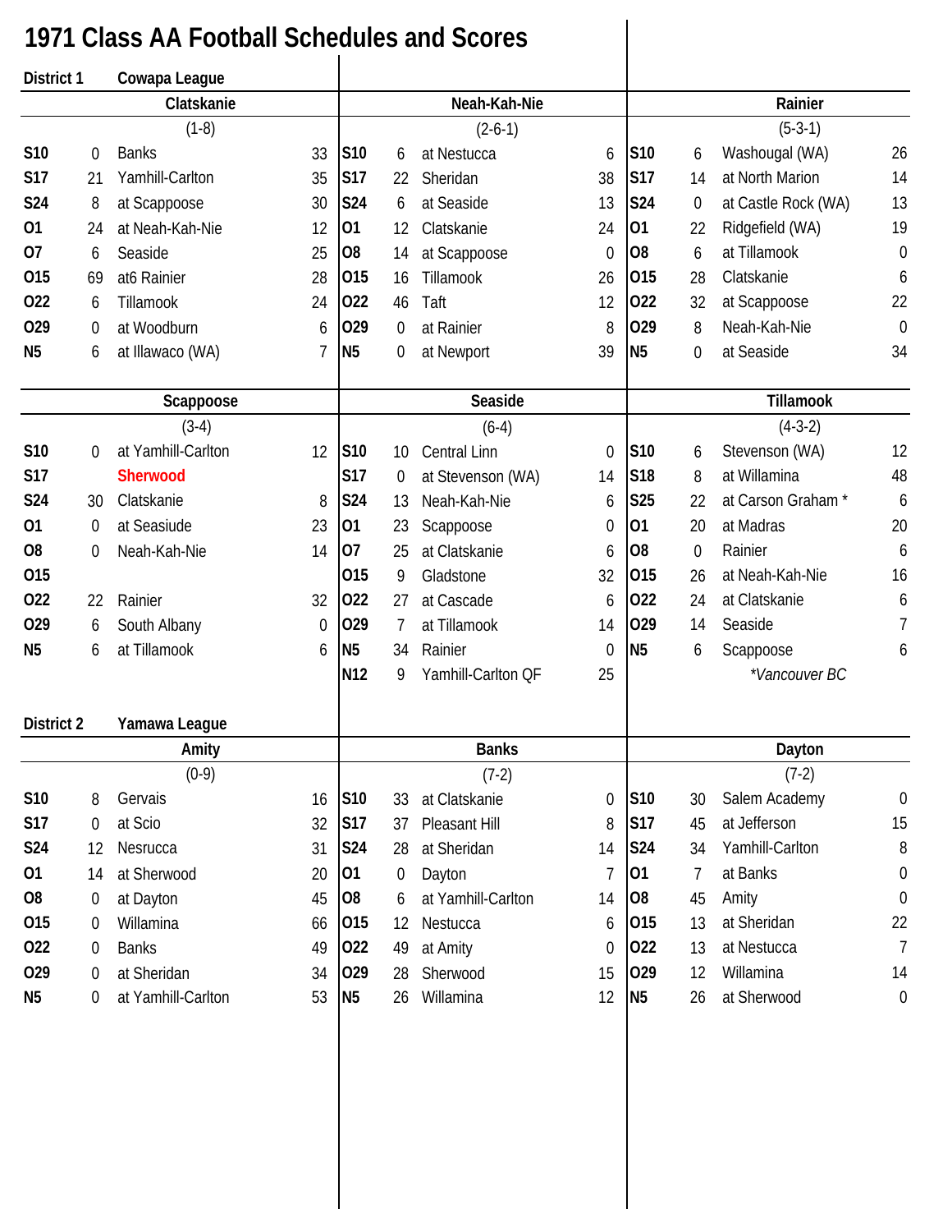# 1971 Class AA Football Schedules and Scores

## District 1 — Cowapa League

### Clatskanie
(1-8)

| Date | Score | Opponent | Opp |
|---|---|---|---|
| S10 | 0 | Banks | 33 |
| S17 | 21 | Yamhill-Carlton | 35 |
| S24 | 8 | at Scappoose | 30 |
| O1 | 24 | at Neah-Kah-Nie | 12 |
| O7 | 6 | Seaside | 25 |
| O15 | 69 | at6 Rainier | 28 |
| O22 | 6 | Tillamook | 24 |
| O29 | 0 | at Woodburn | 6 |
| N5 | 6 | at Illawaco (WA) | 7 |

### Neah-Kah-Nie
(2-6-1)

| Date | Score | Opponent | Opp |
|---|---|---|---|
| S10 | 6 | at Nestucca | 6 |
| S17 | 22 | Sheridan | 38 |
| S24 | 6 | at Seaside | 13 |
| O1 | 12 | Clatskanie | 24 |
| O8 | 14 | at Scappoose | 0 |
| O15 | 16 | Tillamook | 26 |
| O22 | 46 | Taft | 12 |
| O29 | 0 | at Rainier | 8 |
| N5 | 0 | at Newport | 39 |

### Rainier
(5-3-1)

| Date | Score | Opponent | Opp |
|---|---|---|---|
| S10 | 6 | Washougal (WA) | 26 |
| S17 | 14 | at North Marion | 14 |
| S24 | 0 | at Castle Rock (WA) | 13 |
| O1 | 22 | Ridgefield (WA) | 19 |
| O8 | 6 | at Tillamook | 0 |
| O15 | 28 | Clatskanie | 6 |
| O22 | 32 | at Scappoose | 22 |
| O29 | 8 | Neah-Kah-Nie | 0 |
| N5 | 0 | at Seaside | 34 |

### Scappoose
(3-4)

| Date | Score | Opponent | Opp |
|---|---|---|---|
| S10 | 0 | at Yamhill-Carlton | 12 |
| S17 | | Sherwood | |
| S24 | 30 | Clatskanie | 8 |
| O1 | 0 | at Seasiude | 23 |
| O8 | 0 | Neah-Kah-Nie | 14 |
| O15 | | | |
| O22 | 22 | Rainier | 32 |
| O29 | 6 | South Albany | 0 |
| N5 | 6 | at Tillamook | 6 |

### Seaside
(6-4)

| Date | Score | Opponent | Opp |
|---|---|---|---|
| S10 | 10 | Central Linn | 0 |
| S17 | 0 | at Stevenson (WA) | 14 |
| S24 | 13 | Neah-Kah-Nie | 6 |
| O1 | 23 | Scappoose | 0 |
| O7 | 25 | at Clatskanie | 6 |
| O15 | 9 | Gladstone | 32 |
| O22 | 27 | at Cascade | 6 |
| O29 | 7 | at Tillamook | 14 |
| N5 | 34 | Rainier | 0 |
| N12 | 9 | Yamhill-Carlton QF | 25 |

### Tillamook
(4-3-2)

| Date | Score | Opponent | Opp |
|---|---|---|---|
| S10 | 6 | Stevenson (WA) | 12 |
| S18 | 8 | at Willamina | 48 |
| S25 | 22 | at Carson Graham * | 6 |
| O1 | 20 | at Madras | 20 |
| O8 | 0 | Rainier | 6 |
| O15 | 26 | at Neah-Kah-Nie | 16 |
| O22 | 24 | at Clatskanie | 6 |
| O29 | 14 | Seaside | 7 |
| N5 | 6 | Scappoose | 6 |

*Vancouver BC

## District 2 — Yamawa League

### Amity
(0-9)

| Date | Score | Opponent | Opp |
|---|---|---|---|
| S10 | 8 | Gervais | 16 |
| S17 | 0 | at Scio | 32 |
| S24 | 12 | Nesrucca | 31 |
| O1 | 14 | at Sherwood | 20 |
| O8 | 0 | at Dayton | 45 |
| O15 | 0 | Willamina | 66 |
| O22 | 0 | Banks | 49 |
| O29 | 0 | at Sheridan | 34 |
| N5 | 0 | at Yamhill-Carlton | 53 |

### Banks
(7-2)

| Date | Score | Opponent | Opp |
|---|---|---|---|
| S10 | 33 | at Clatskanie | 0 |
| S17 | 37 | Pleasant Hill | 8 |
| S24 | 28 | at Sheridan | 14 |
| O1 | 0 | Dayton | 7 |
| O8 | 6 | at Yamhill-Carlton | 14 |
| O15 | 12 | Nestucca | 6 |
| O22 | 49 | at Amity | 0 |
| O29 | 28 | Sherwood | 15 |
| N5 | 26 | Willamina | 12 |

### Dayton
(7-2)

| Date | Score | Opponent | Opp |
|---|---|---|---|
| S10 | 30 | Salem Academy | 0 |
| S17 | 45 | at Jefferson | 15 |
| S24 | 34 | Yamhill-Carlton | 8 |
| O1 | 7 | at Banks | 0 |
| O8 | 45 | Amity | 0 |
| O15 | 13 | at Sheridan | 22 |
| O22 | 13 | at Nestucca | 7 |
| O29 | 12 | Willamina | 14 |
| N5 | 26 | at Sherwood | 0 |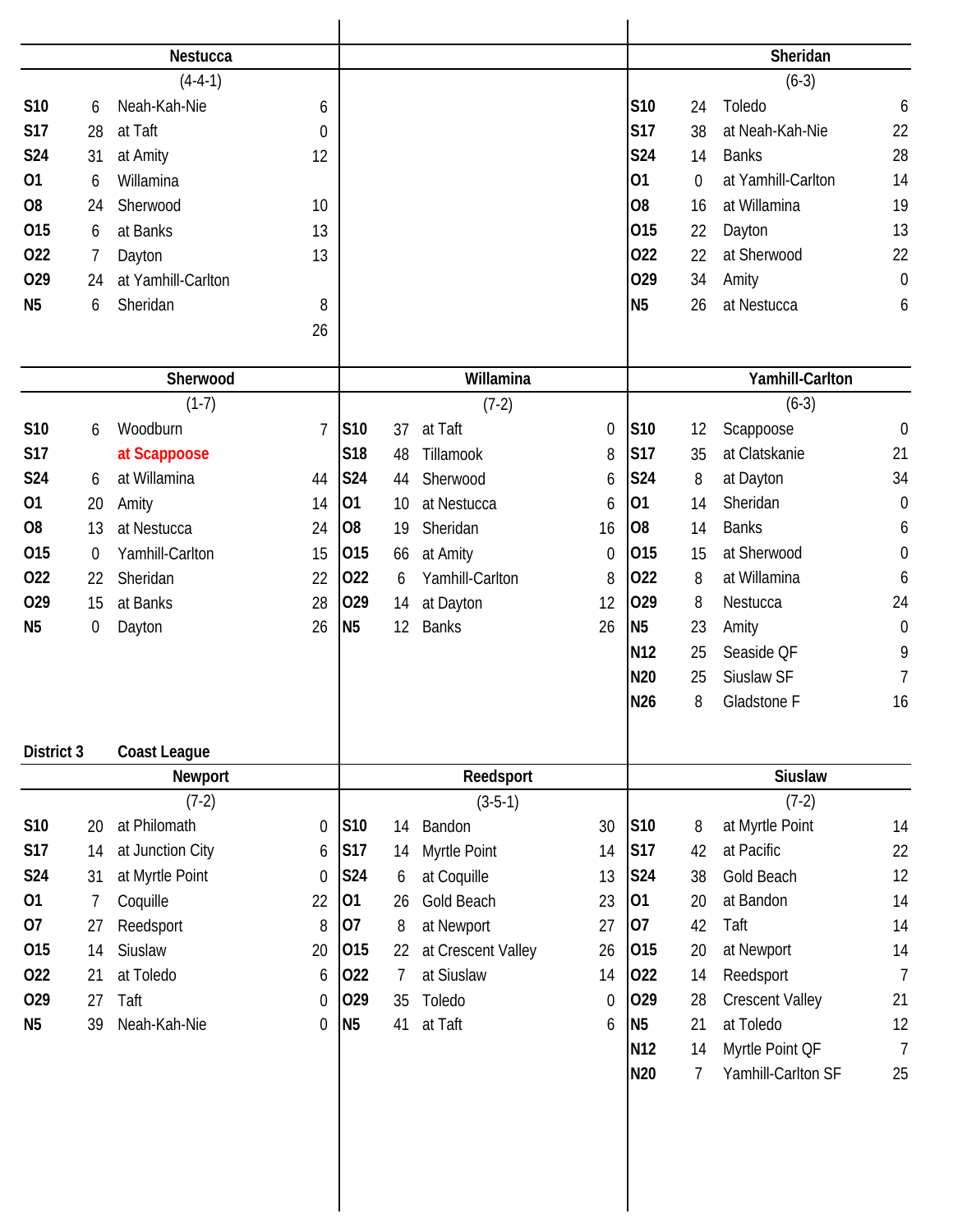## Nestucca

(4-4-1)

| Date | Score | Opponent | Opp |
|---|---|---|---|
| S10 | 6 | Neah-Kah-Nie | 6 |
| S17 | 28 | at Taft | 0 |
| S24 | 31 | at Amity | 12 |
| O1 | 6 | Willamina | |
| O8 | 24 | Sherwood | 10 |
| O15 | 6 | at Banks | 13 |
| O22 | 7 | Dayton | 13 |
| O29 | 24 | at Yamhill-Carlton | |
| N5 | 6 | Sheridan | 8 |
| | | | 26 |

## Sheridan

(6-3)

| Date | Score | Opponent | Opp |
|---|---|---|---|
| S10 | 24 | Toledo | 6 |
| S17 | 38 | at Neah-Kah-Nie | 22 |
| S24 | 14 | Banks | 28 |
| O1 | 0 | at Yamhill-Carlton | 14 |
| O8 | 16 | at Willamina | 19 |
| O15 | 22 | Dayton | 13 |
| O22 | 22 | at Sherwood | 22 |
| O29 | 34 | Amity | 0 |
| N5 | 26 | at Nestucca | 6 |

## Sherwood

(1-7)

| Date | Score | Opponent | Opp |
|---|---|---|---|
| S10 | 6 | Woodburn | 7 |
| S17 | | at Scappoose | |
| S24 | 6 | at Willamina | 44 |
| O1 | 20 | Amity | 14 |
| O8 | 13 | at Nestucca | 24 |
| O15 | 0 | Yamhill-Carlton | 15 |
| O22 | 22 | Sheridan | 22 |
| O29 | 15 | at Banks | 28 |
| N5 | 0 | Dayton | 26 |

## Willamina

(7-2)

| Date | Score | Opponent | Opp |
|---|---|---|---|
| S10 | 37 | at Taft | 0 |
| S18 | 48 | Tillamook | 8 |
| S24 | 44 | Sherwood | 6 |
| O1 | 10 | at Nestucca | 6 |
| O8 | 19 | Sheridan | 16 |
| O15 | 66 | at Amity | 0 |
| O22 | 6 | Yamhill-Carlton | 8 |
| O29 | 14 | at Dayton | 12 |
| N5 | 12 | Banks | 26 |

## Yamhill-Carlton

(6-3)

| Date | Score | Opponent | Opp |
|---|---|---|---|
| S10 | 12 | Scappoose | 0 |
| S17 | 35 | at Clatskanie | 21 |
| S24 | 8 | at Dayton | 34 |
| O1 | 14 | Sheridan | 0 |
| O8 | 14 | Banks | 6 |
| O15 | 15 | at Sherwood | 0 |
| O22 | 8 | at Willamina | 6 |
| O29 | 8 | Nestucca | 24 |
| N5 | 23 | Amity | 0 |
| N12 | 25 | Seaside QF | 9 |
| N20 | 25 | Siuslaw SF | 7 |
| N26 | 8 | Gladstone F | 16 |

# District 3 Coast League

## Newport

(7-2)

| Date | Score | Opponent | Opp |
|---|---|---|---|
| S10 | 20 | at Philomath | 0 |
| S17 | 14 | at Junction City | 6 |
| S24 | 31 | at Myrtle Point | 0 |
| O1 | 7 | Coquille | 22 |
| O7 | 27 | Reedsport | 8 |
| O15 | 14 | Siuslaw | 20 |
| O22 | 21 | at Toledo | 6 |
| O29 | 27 | Taft | 0 |
| N5 | 39 | Neah-Kah-Nie | 0 |

## Reedsport

(3-5-1)

| Date | Score | Opponent | Opp |
|---|---|---|---|
| S10 | 14 | Bandon | 30 |
| S17 | 14 | Myrtle Point | 14 |
| S24 | 6 | at Coquille | 13 |
| O1 | 26 | Gold Beach | 23 |
| O7 | 8 | at Newport | 27 |
| O15 | 22 | at Crescent Valley | 26 |
| O22 | 7 | at Siuslaw | 14 |
| O29 | 35 | Toledo | 0 |
| N5 | 41 | at Taft | 6 |

## Siuslaw

(7-2)

| Date | Score | Opponent | Opp |
|---|---|---|---|
| S10 | 8 | at Myrtle Point | 14 |
| S17 | 42 | at Pacific | 22 |
| S24 | 38 | Gold Beach | 12 |
| O1 | 20 | at Bandon | 14 |
| O7 | 42 | Taft | 14 |
| O15 | 20 | at Newport | 14 |
| O22 | 14 | Reedsport | 7 |
| O29 | 28 | Crescent Valley | 21 |
| N5 | 21 | at Toledo | 12 |
| N12 | 14 | Myrtle Point QF | 7 |
| N20 | 7 | Yamhill-Carlton SF | 25 |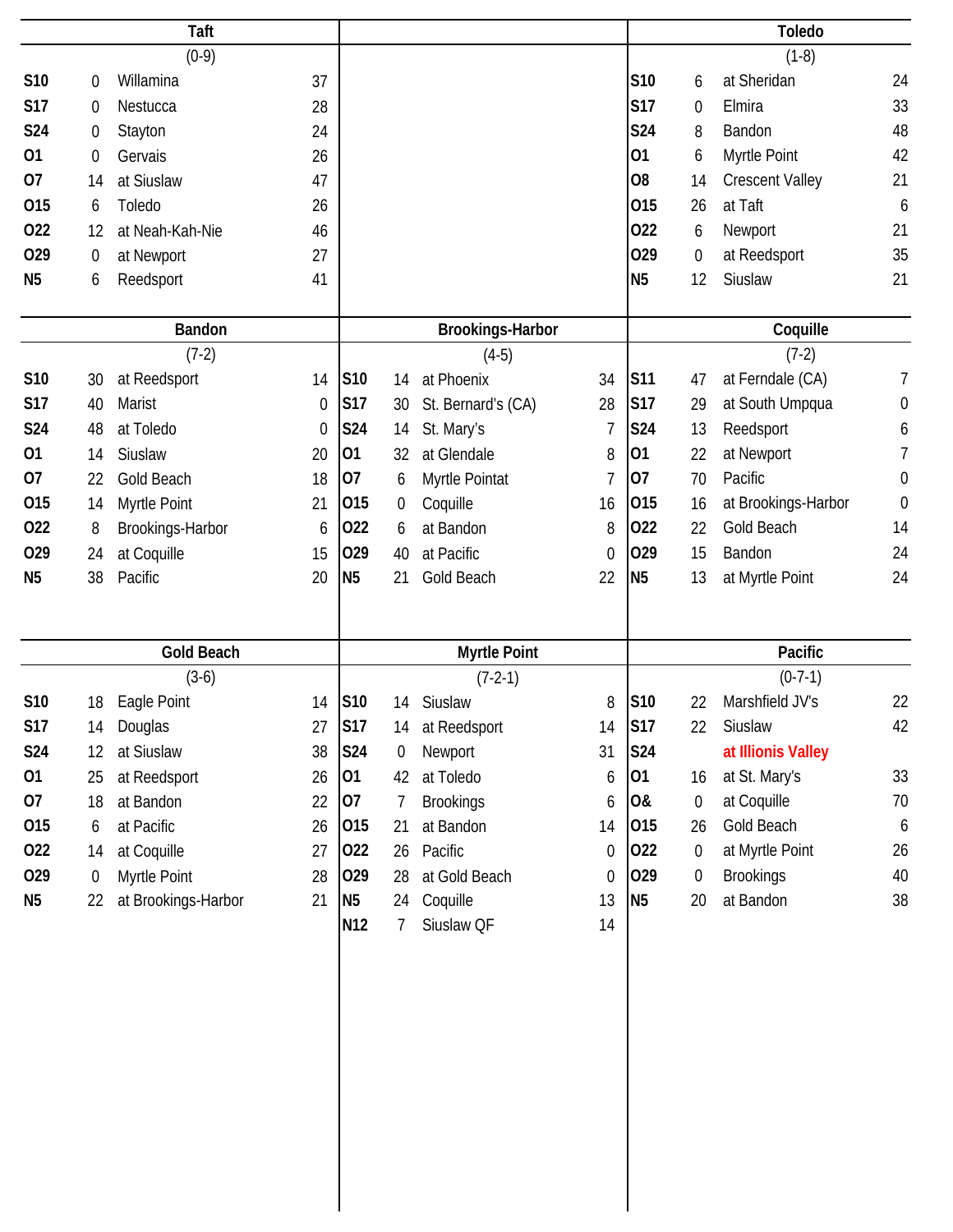## Taft

(0-9)

| Date | Score | Opponent | Opp |
|---|---|---|---|
| S10 | 0 | Willamina | 37 |
| S17 | 0 | Nestucca | 28 |
| S24 | 0 | Stayton | 24 |
| O1 | 0 | Gervais | 26 |
| O7 | 14 | at Siuslaw | 47 |
| O15 | 6 | Toledo | 26 |
| O22 | 12 | at Neah-Kah-Nie | 46 |
| O29 | 0 | at Newport | 27 |
| N5 | 6 | Reedsport | 41 |

## Toledo

(1-8)

| Date | Score | Opponent | Opp |
|---|---|---|---|
| S10 | 6 | at Sheridan | 24 |
| S17 | 0 | Elmira | 33 |
| S24 | 8 | Bandon | 48 |
| O1 | 6 | Myrtle Point | 42 |
| O8 | 14 | Crescent Valley | 21 |
| O15 | 26 | at Taft | 6 |
| O22 | 6 | Newport | 21 |
| O29 | 0 | at Reedsport | 35 |
| N5 | 12 | Siuslaw | 21 |

## Bandon

(7-2)

| Date | Score | Opponent | Opp |
|---|---|---|---|
| S10 | 30 | at Reedsport | 14 |
| S17 | 40 | Marist | 0 |
| S24 | 48 | at Toledo | 0 |
| O1 | 14 | Siuslaw | 20 |
| O7 | 22 | Gold Beach | 18 |
| O15 | 14 | Myrtle Point | 21 |
| O22 | 8 | Brookings-Harbor | 6 |
| O29 | 24 | at Coquille | 15 |
| N5 | 38 | Pacific | 20 |

## Brookings-Harbor

(4-5)

| Date | Score | Opponent | Opp |
|---|---|---|---|
| S10 | 14 | at Phoenix | 34 |
| S17 | 30 | St. Bernard's (CA) | 28 |
| S24 | 14 | St. Mary's | 7 |
| O1 | 32 | at Glendale | 8 |
| O7 | 6 | Myrtle Pointat | 7 |
| O15 | 0 | Coquille | 16 |
| O22 | 6 | at Bandon | 8 |
| O29 | 40 | at Pacific | 0 |
| N5 | 21 | Gold Beach | 22 |

## Coquille

(7-2)

| Date | Score | Opponent | Opp |
|---|---|---|---|
| S11 | 47 | at Ferndale (CA) | 7 |
| S17 | 29 | at South Umpqua | 0 |
| S24 | 13 | Reedsport | 6 |
| O1 | 22 | at Newport | 7 |
| O7 | 70 | Pacific | 0 |
| O15 | 16 | at Brookings-Harbor | 0 |
| O22 | 22 | Gold Beach | 14 |
| O29 | 15 | Bandon | 24 |
| N5 | 13 | at Myrtle Point | 24 |

## Gold Beach

(3-6)

| Date | Score | Opponent | Opp |
|---|---|---|---|
| S10 | 18 | Eagle Point | 14 |
| S17 | 14 | Douglas | 27 |
| S24 | 12 | at Siuslaw | 38 |
| O1 | 25 | at Reedsport | 26 |
| O7 | 18 | at Bandon | 22 |
| O15 | 6 | at Pacific | 26 |
| O22 | 14 | at Coquille | 27 |
| O29 | 0 | Myrtle Point | 28 |
| N5 | 22 | at Brookings-Harbor | 21 |

## Myrtle Point

(7-2-1)

| Date | Score | Opponent | Opp |
|---|---|---|---|
| S10 | 14 | Siuslaw | 8 |
| S17 | 14 | at Reedsport | 14 |
| S24 | 0 | Newport | 31 |
| O1 | 42 | at Toledo | 6 |
| O7 | 7 | Brookings | 6 |
| O15 | 21 | at Bandon | 14 |
| O22 | 26 | Pacific | 0 |
| O29 | 28 | at Gold Beach | 0 |
| N5 | 24 | Coquille | 13 |
| N12 | 7 | Siuslaw QF | 14 |

## Pacific

(0-7-1)

| Date | Score | Opponent | Opp |
|---|---|---|---|
| S10 | 22 | Marshfield JV's | 22 |
| S17 | 22 | Siuslaw | 42 |
| S24 | | at Illionis Valley | |
| O1 | 16 | at St. Mary's | 33 |
| O& | 0 | at Coquille | 70 |
| O15 | 26 | Gold Beach | 6 |
| O22 | 0 | at Myrtle Point | 26 |
| O29 | 0 | Brookings | 40 |
| N5 | 20 | at Bandon | 38 |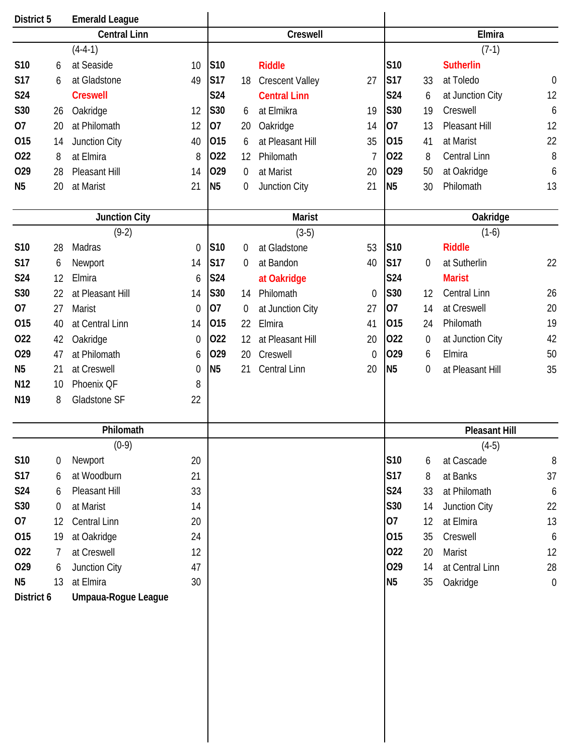**District 5** **Emerald League**

### Central Linn

(4-4-1)

| Date | Score | Opponent | Opp Score |
|---|---|---|---|
| S10 | 6 | at Seaside | 10 |
| S17 | 6 | at Gladstone | 49 |
| S24 | | Creswell | |
| S30 | 26 | Oakridge | 12 |
| O7 | 20 | at Philomath | 12 |
| O15 | 14 | Junction City | 40 |
| O22 | 8 | at Elmira | 8 |
| O29 | 28 | Pleasant Hill | 14 |
| N5 | 20 | at Marist | 21 |

### Creswell

| Date | Score | Opponent | Opp Score |
|---|---|---|---|
| S10 | | Riddle | |
| S17 | 18 | Crescent Valley | 27 |
| S24 | | Central Linn | |
| S30 | 6 | at Elmikra | 19 |
| O7 | 20 | Oakridge | 14 |
| O15 | 6 | at Pleasant Hill | 35 |
| O22 | 12 | Philomath | 7 |
| O29 | 0 | at Marist | 20 |
| N5 | 0 | Junction City | 21 |

### Elmira

(7-1)

| Date | Score | Opponent | Opp Score |
|---|---|---|---|
| S10 | | Sutherlin | |
| S17 | 33 | at Toledo | 0 |
| S24 | 6 | at Junction City | 12 |
| S30 | 19 | Creswell | 6 |
| O7 | 13 | Pleasant Hill | 12 |
| O15 | 41 | at Marist | 22 |
| O22 | 8 | Central Linn | 8 |
| O29 | 50 | at Oakridge | 6 |
| N5 | 30 | Philomath | 13 |

### Junction City

(9-2)

| Date | Score | Opponent | Opp Score |
|---|---|---|---|
| S10 | 28 | Madras | 0 |
| S17 | 6 | Newport | 14 |
| S24 | 12 | Elmira | 6 |
| S30 | 22 | at Pleasant Hill | 14 |
| O7 | 27 | Marist | 0 |
| O15 | 40 | at Central Linn | 14 |
| O22 | 42 | Oakridge | 0 |
| O29 | 47 | at Philomath | 6 |
| N5 | 21 | at Creswell | 0 |
| N12 | 10 | Phoenix QF | 8 |
| N19 | 8 | Gladstone SF | 22 |

### Marist

(3-5)

| Date | Score | Opponent | Opp Score |
|---|---|---|---|
| S10 | 0 | at Gladstone | 53 |
| S17 | 0 | at Bandon | 40 |
| S24 | | at Oakridge | |
| S30 | 14 | Philomath | 0 |
| O7 | 0 | at Junction City | 27 |
| O15 | 22 | Elmira | 41 |
| O22 | 12 | at Pleasant Hill | 20 |
| O29 | 20 | Creswell | 0 |
| N5 | 21 | Central Linn | 20 |

### Oakridge

(1-6)

| Date | Score | Opponent | Opp Score |
|---|---|---|---|
| S10 | | Riddle | |
| S17 | 0 | at Sutherlin | 22 |
| S24 | | Marist | |
| S30 | 12 | Central Linn | 26 |
| O7 | 14 | at Creswell | 20 |
| O15 | 24 | Philomath | 19 |
| O22 | 0 | at Junction City | 42 |
| O29 | 6 | Elmira | 50 |
| N5 | 0 | at Pleasant Hill | 35 |

### Philomath

(0-9)

| Date | Score | Opponent | Opp Score |
|---|---|---|---|
| S10 | 0 | Newport | 20 |
| S17 | 6 | at Woodburn | 21 |
| S24 | 6 | Pleasant Hill | 33 |
| S30 | 0 | at Marist | 14 |
| O7 | 12 | Central Linn | 20 |
| O15 | 19 | at Oakridge | 24 |
| O22 | 7 | at Creswell | 12 |
| O29 | 6 | Junction City | 47 |
| N5 | 13 | at Elmira | 30 |

### Pleasant Hill

(4-5)

| Date | Score | Opponent | Opp Score |
|---|---|---|---|
| S10 | 6 | at Cascade | 8 |
| S17 | 8 | at Banks | 37 |
| S24 | 33 | at Philomath | 6 |
| S30 | 14 | Junction City | 22 |
| O7 | 12 | at Elmira | 13 |
| O15 | 35 | Creswell | 6 |
| O22 | 20 | Marist | 12 |
| O29 | 14 | at Central Linn | 28 |
| N5 | 35 | Oakridge | 0 |

**District 6** **Umpaua-Rogue League**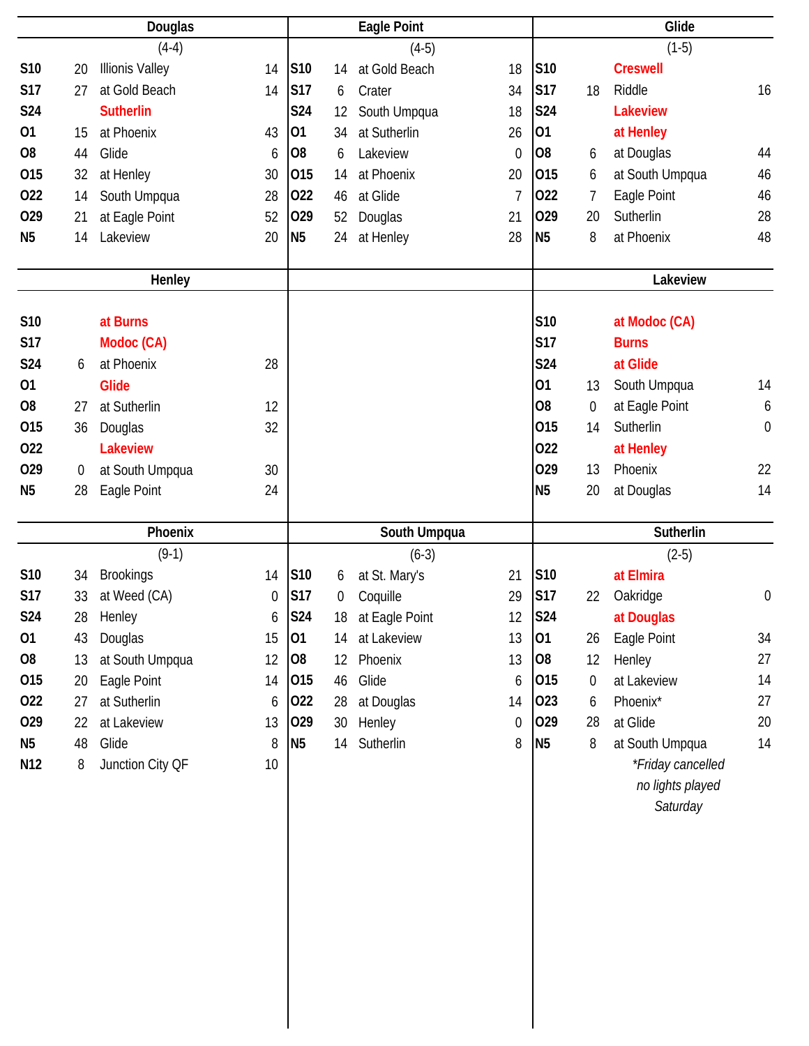## Douglas

(4-4)

| Date | Score | Opponent | Opp. Score |
|---|---|---|---|
| S10 | 20 | Illionis Valley | 14 |
| S17 | 27 | at Gold Beach | 14 |
| S24 | | Sutherlin | |
| O1 | 15 | at Phoenix | 43 |
| O8 | 44 | Glide | 6 |
| O15 | 32 | at Henley | 30 |
| O22 | 14 | South Umpqua | 28 |
| O29 | 21 | at Eagle Point | 52 |
| N5 | 14 | Lakeview | 20 |

## Eagle Point

(4-5)

| Date | Score | Opponent | Opp. Score |
|---|---|---|---|
| S10 | 14 | at Gold Beach | 18 |
| S17 | 6 | Crater | 34 |
| S24 | 12 | South Umpqua | 18 |
| O1 | 34 | at Sutherlin | 26 |
| O8 | 6 | Lakeview | 0 |
| O15 | 14 | at Phoenix | 20 |
| O22 | 46 | at Glide | 7 |
| O29 | 52 | Douglas | 21 |
| N5 | 24 | at Henley | 28 |

## Glide

(1-5)

| Date | Score | Opponent | Opp. Score |
|---|---|---|---|
| S10 | | Creswell | |
| S17 | 18 | Riddle | 16 |
| S24 | | Lakeview | |
| O1 | | at Henley | |
| O8 | 6 | at Douglas | 44 |
| O15 | 6 | at South Umpqua | 46 |
| O22 | 7 | Eagle Point | 46 |
| O29 | 20 | Sutherlin | 28 |
| N5 | 8 | at Phoenix | 48 |

## Henley

| Date | Score | Opponent | Opp. Score |
|---|---|---|---|
| S10 | | at Burns | |
| S17 | | Modoc (CA) | |
| S24 | 6 | at Phoenix | 28 |
| O1 | | Glide | |
| O8 | 27 | at Sutherlin | 12 |
| O15 | 36 | Douglas | 32 |
| O22 | | Lakeview | |
| O29 | 0 | at South Umpqua | 30 |
| N5 | 28 | Eagle Point | 24 |

## Lakeview

| Date | Score | Opponent | Opp. Score |
|---|---|---|---|
| S10 | | at Modoc (CA) | |
| S17 | | Burns | |
| S24 | | at Glide | |
| O1 | 13 | South Umpqua | 14 |
| O8 | 0 | at Eagle Point | 6 |
| O15 | 14 | Sutherlin | 0 |
| O22 | | at Henley | |
| O29 | 13 | Phoenix | 22 |
| N5 | 20 | at Douglas | 14 |

## Phoenix

(9-1)

| Date | Score | Opponent | Opp. Score |
|---|---|---|---|
| S10 | 34 | Brookings | 14 |
| S17 | 33 | at Weed (CA) | 0 |
| S24 | 28 | Henley | 6 |
| O1 | 43 | Douglas | 15 |
| O8 | 13 | at South Umpqua | 12 |
| O15 | 20 | Eagle Point | 14 |
| O22 | 27 | at Sutherlin | 6 |
| O29 | 22 | at Lakeview | 13 |
| N5 | 48 | Glide | 8 |
| N12 | 8 | Junction City QF | 10 |

## South Umpqua

(6-3)

| Date | Score | Opponent | Opp. Score |
|---|---|---|---|
| S10 | 6 | at St. Mary's | 21 |
| S17 | 0 | Coquille | 29 |
| S24 | 18 | at Eagle Point | 12 |
| O1 | 14 | at Lakeview | 13 |
| O8 | 12 | Phoenix | 13 |
| O15 | 46 | Glide | 6 |
| O22 | 28 | at Douglas | 14 |
| O29 | 30 | Henley | 0 |
| N5 | 14 | Sutherlin | 8 |

## Sutherlin

(2-5)

| Date | Score | Opponent | Opp. Score |
|---|---|---|---|
| S10 | | at Elmira | |
| S17 | 22 | Oakridge | 0 |
| S24 | | at Douglas | |
| O1 | 26 | Eagle Point | 34 |
| O8 | 12 | Henley | 27 |
| O15 | 0 | at Lakeview | 14 |
| O23 | 6 | Phoenix* | 27 |
| O29 | 28 | at Glide | 20 |
| N5 | 8 | at South Umpqua | 14 |

*\*Friday cancelled no lights played Saturday*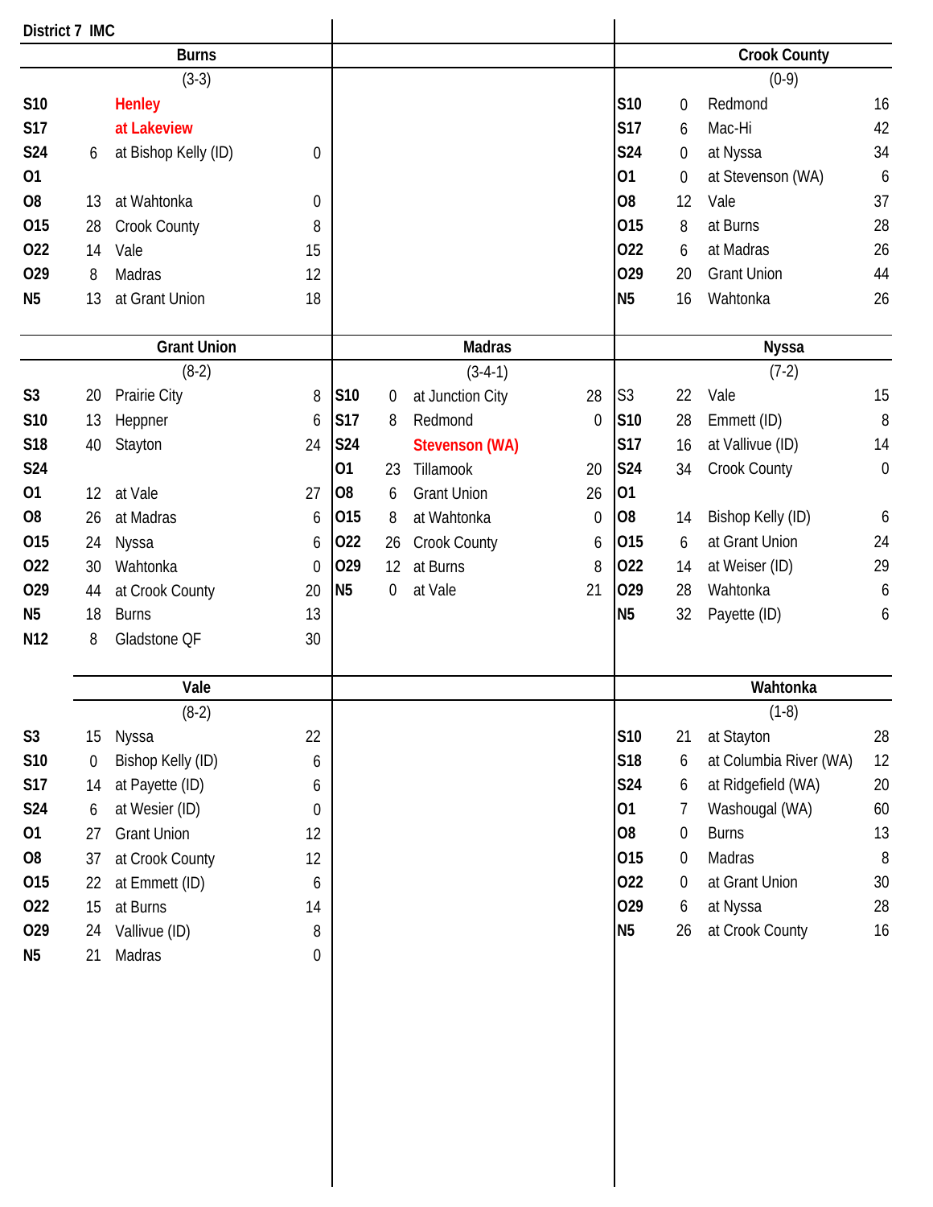# District 7 IMC

## Burns

(3-3)

| Date | Score | Opponent | Opp. Score |
|---|---|---|---|
| S10 | | Henley | |
| S17 | | at Lakeview | |
| S24 | 6 | at Bishop Kelly (ID) | 0 |
| O1 | | | |
| O8 | 13 | at Wahtonka | 0 |
| O15 | 28 | Crook County | 8 |
| O22 | 14 | Vale | 15 |
| O29 | 8 | Madras | 12 |
| N5 | 13 | at Grant Union | 18 |

## Crook County

(0-9)

| Date | Score | Opponent | Opp. Score |
|---|---|---|---|
| S10 | 0 | Redmond | 16 |
| S17 | 6 | Mac-Hi | 42 |
| S24 | 0 | at Nyssa | 34 |
| O1 | 0 | at Stevenson (WA) | 6 |
| O8 | 12 | Vale | 37 |
| O15 | 8 | at Burns | 28 |
| O22 | 6 | at Madras | 26 |
| O29 | 20 | Grant Union | 44 |
| N5 | 16 | Wahtonka | 26 |

## Grant Union

(8-2)

| Date | Score | Opponent | Opp. Score |
|---|---|---|---|
| S3 | 20 | Prairie City | 8 |
| S10 | 13 | Heppner | 6 |
| S18 | 40 | Stayton | 24 |
| S24 | | | |
| O1 | 12 | at Vale | 27 |
| O8 | 26 | at Madras | 6 |
| O15 | 24 | Nyssa | 6 |
| O22 | 30 | Wahtonka | 0 |
| O29 | 44 | at Crook County | 20 |
| N5 | 18 | Burns | 13 |
| N12 | 8 | Gladstone QF | 30 |

## Madras

(3-4-1)

| Date | Score | Opponent | Opp. Score |
|---|---|---|---|
| S10 | 0 | at Junction City | 28 |
| S17 | 8 | Redmond | 0 |
| S24 | | Stevenson (WA) | |
| O1 | 23 | Tillamook | 20 |
| O8 | 6 | Grant Union | 26 |
| O15 | 8 | at Wahtonka | 0 |
| O22 | 26 | Crook County | 6 |
| O29 | 12 | at Burns | 8 |
| N5 | 0 | at Vale | 21 |

## Nyssa

(7-2)

| Date | Score | Opponent | Opp. Score |
|---|---|---|---|
| S3 | 22 | Vale | 15 |
| S10 | 28 | Emmett (ID) | 8 |
| S17 | 16 | at Vallivue (ID) | 14 |
| S24 | 34 | Crook County | 0 |
| O1 | | | |
| O8 | 14 | Bishop Kelly (ID) | 6 |
| O15 | 6 | at Grant Union | 24 |
| O22 | 14 | at Weiser (ID) | 29 |
| O29 | 28 | Wahtonka | 6 |
| N5 | 32 | Payette (ID) | 6 |

## Vale

(8-2)

| Date | Score | Opponent | Opp. Score |
|---|---|---|---|
| S3 | 15 | Nyssa | 22 |
| S10 | 0 | Bishop Kelly (ID) | 6 |
| S17 | 14 | at Payette (ID) | 6 |
| S24 | 6 | at Wesier (ID) | 0 |
| O1 | 27 | Grant Union | 12 |
| O8 | 37 | at Crook County | 12 |
| O15 | 22 | at Emmett (ID) | 6 |
| O22 | 15 | at Burns | 14 |
| O29 | 24 | Vallivue (ID) | 8 |
| N5 | 21 | Madras | 0 |

## Wahtonka

(1-8)

| Date | Score | Opponent | Opp. Score |
|---|---|---|---|
| S10 | 21 | at Stayton | 28 |
| S18 | 6 | at Columbia River (WA) | 12 |
| S24 | 6 | at Ridgefield (WA) | 20 |
| O1 | 7 | Washougal (WA) | 60 |
| O8 | 0 | Burns | 13 |
| O15 | 0 | Madras | 8 |
| O22 | 0 | at Grant Union | 30 |
| O29 | 6 | at Nyssa | 28 |
| N5 | 26 | at Crook County | 16 |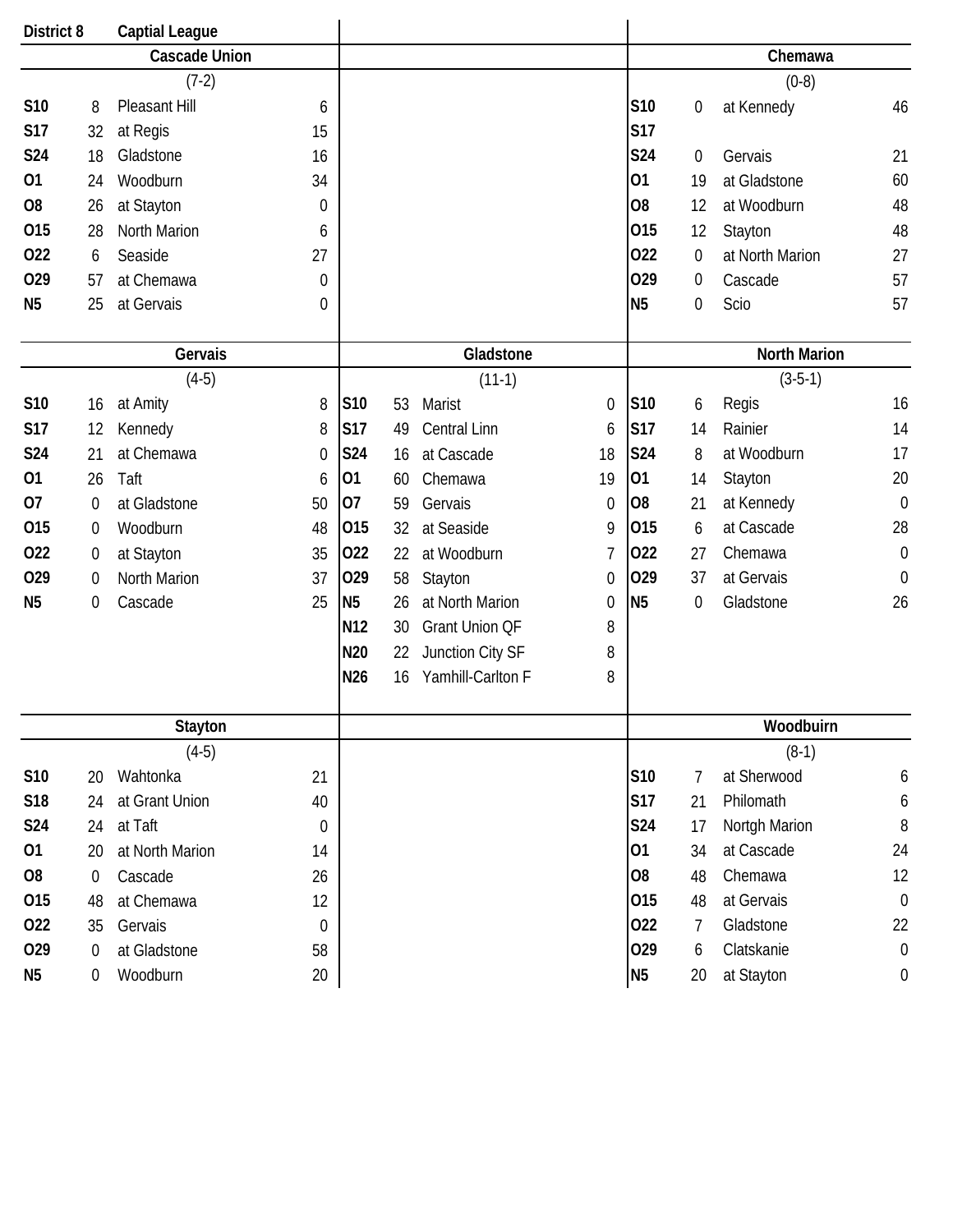District 8 Captial League

## Cascade Union

(7-2)

| | | | |
|---|---|---|---|
| S10 | 8 | Pleasant Hill | 6 |
| S17 | 32 | at Regis | 15 |
| S24 | 18 | Gladstone | 16 |
| O1 | 24 | Woodburn | 34 |
| O8 | 26 | at Stayton | 0 |
| O15 | 28 | North Marion | 6 |
| O22 | 6 | Seaside | 27 |
| O29 | 57 | at Chemawa | 0 |
| N5 | 25 | at Gervais | 0 |

## Chemawa

(0-8)

| | | | |
|---|---|---|---|
| S10 | 0 | at Kennedy | 46 |
| S17 | | | |
| S24 | 0 | Gervais | 21 |
| O1 | 19 | at Gladstone | 60 |
| O8 | 12 | at Woodburn | 48 |
| O15 | 12 | Stayton | 48 |
| O22 | 0 | at North Marion | 27 |
| O29 | 0 | Cascade | 57 |
| N5 | 0 | Scio | 57 |

## Gervais

(4-5)

| | | | |
|---|---|---|---|
| S10 | 16 | at Amity | 8 |
| S17 | 12 | Kennedy | 8 |
| S24 | 21 | at Chemawa | 0 |
| O1 | 26 | Taft | 6 |
| O7 | 0 | at Gladstone | 50 |
| O15 | 0 | Woodburn | 48 |
| O22 | 0 | at Stayton | 35 |
| O29 | 0 | North Marion | 37 |
| N5 | 0 | Cascade | 25 |

## Gladstone

(11-1)

| | | | |
|---|---|---|---|
| S10 | 53 | Marist | 0 |
| S17 | 49 | Central Linn | 6 |
| S24 | 16 | at Cascade | 18 |
| O1 | 60 | Chemawa | 19 |
| O7 | 59 | Gervais | 0 |
| O15 | 32 | at Seaside | 9 |
| O22 | 22 | at Woodburn | 7 |
| O29 | 58 | Stayton | 0 |
| N5 | 26 | at North Marion | 0 |
| N12 | 30 | Grant Union QF | 8 |
| N20 | 22 | Junction City SF | 8 |
| N26 | 16 | Yamhill-Carlton F | 8 |

## North Marion

(3-5-1)

| | | | |
|---|---|---|---|
| S10 | 6 | Regis | 16 |
| S17 | 14 | Rainier | 14 |
| S24 | 8 | at Woodburn | 17 |
| O1 | 14 | Stayton | 20 |
| O8 | 21 | at Kennedy | 0 |
| O15 | 6 | at Cascade | 28 |
| O22 | 27 | Chemawa | 0 |
| O29 | 37 | at Gervais | 0 |
| N5 | 0 | Gladstone | 26 |

## Stayton

(4-5)

| | | | |
|---|---|---|---|
| S10 | 20 | Wahtonka | 21 |
| S18 | 24 | at Grant Union | 40 |
| S24 | 24 | at Taft | 0 |
| O1 | 20 | at North Marion | 14 |
| O8 | 0 | Cascade | 26 |
| O15 | 48 | at Chemawa | 12 |
| O22 | 35 | Gervais | 0 |
| O29 | 0 | at Gladstone | 58 |
| N5 | 0 | Woodburn | 20 |

## Woodbuirn

(8-1)

| | | | |
|---|---|---|---|
| S10 | 7 | at Sherwood | 6 |
| S17 | 21 | Philomath | 6 |
| S24 | 17 | Nortgh Marion | 8 |
| O1 | 34 | at Cascade | 24 |
| O8 | 48 | Chemawa | 12 |
| O15 | 48 | at Gervais | 0 |
| O22 | 7 | Gladstone | 22 |
| O29 | 6 | Clatskanie | 0 |
| N5 | 20 | at Stayton | 0 |